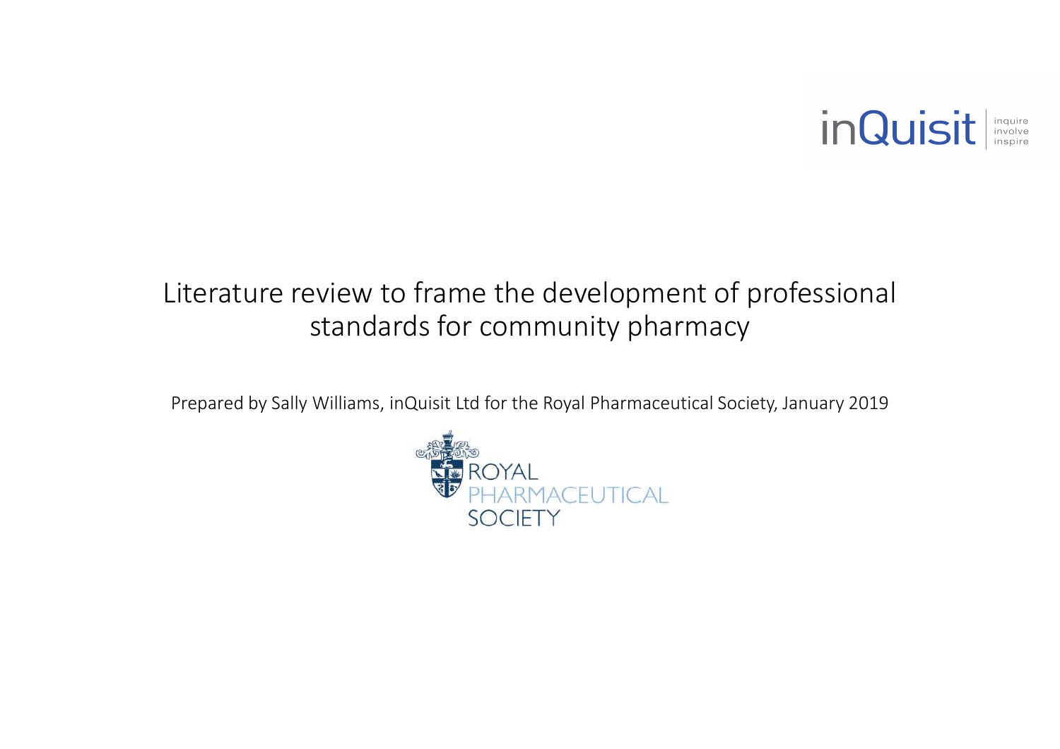inQuisit | inquire involve inspire

# Literature review to frame the development of professional standards for community pharmacy

Prepared by Sally Williams, inQuisit Ltd for the Royal Pharmaceutical Society, January 2019

ROYAL PHARMACEUTICAL SOCIETY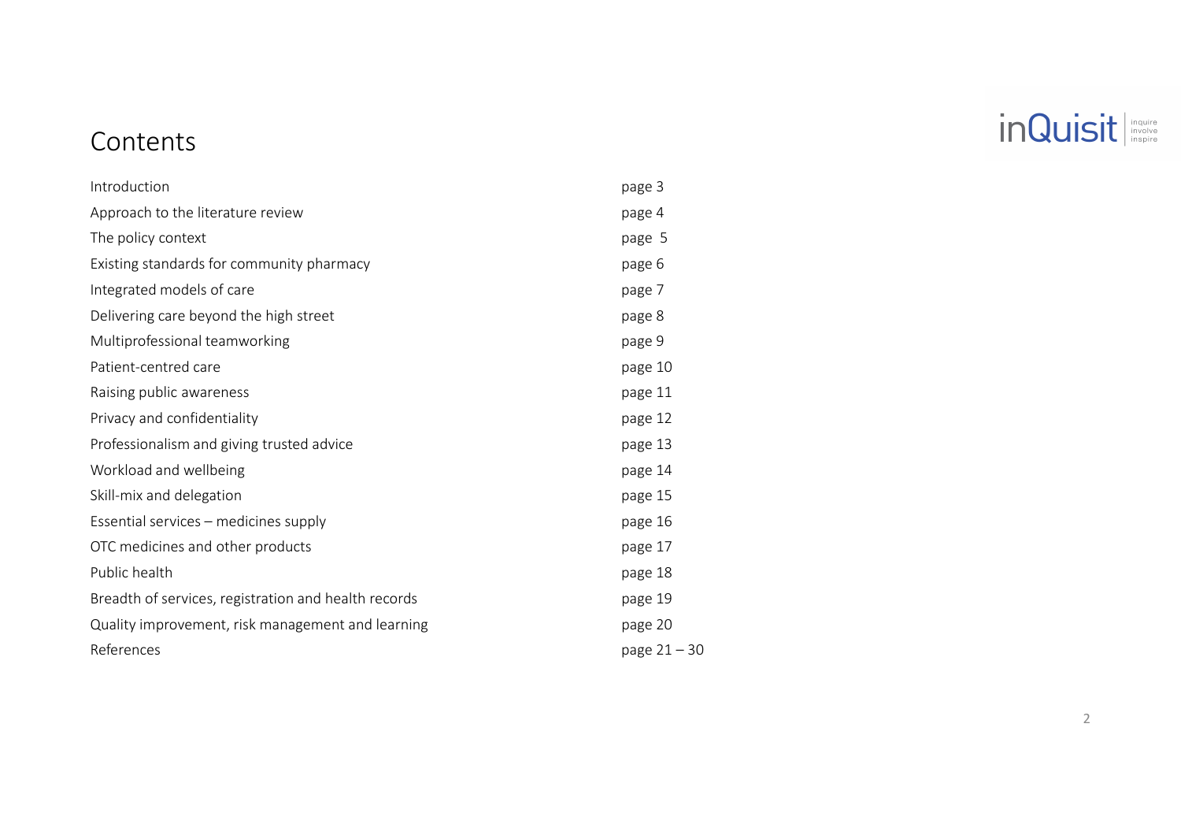# Contents

| | |
|---|---|
| Introduction | page 3 |
| Approach to the literature review | page 4 |
| The policy context | page 5 |
| Existing standards for community pharmacy | page 6 |
| Integrated models of care | page 7 |
| Delivering care beyond the high street | page 8 |
| Multiprofessional teamworking | page 9 |
| Patient-centred care | page 10 |
| Raising public awareness | page 11 |
| Privacy and confidentiality | page 12 |
| Professionalism and giving trusted advice | page 13 |
| Workload and wellbeing | page 14 |
| Skill-mix and delegation | page 15 |
| Essential services – medicines supply | page 16 |
| OTC medicines and other products | page 17 |
| Public health | page 18 |
| Breadth of services, registration and health records | page 19 |
| Quality improvement, risk management and learning | page 20 |
| References | page 21 – 30 |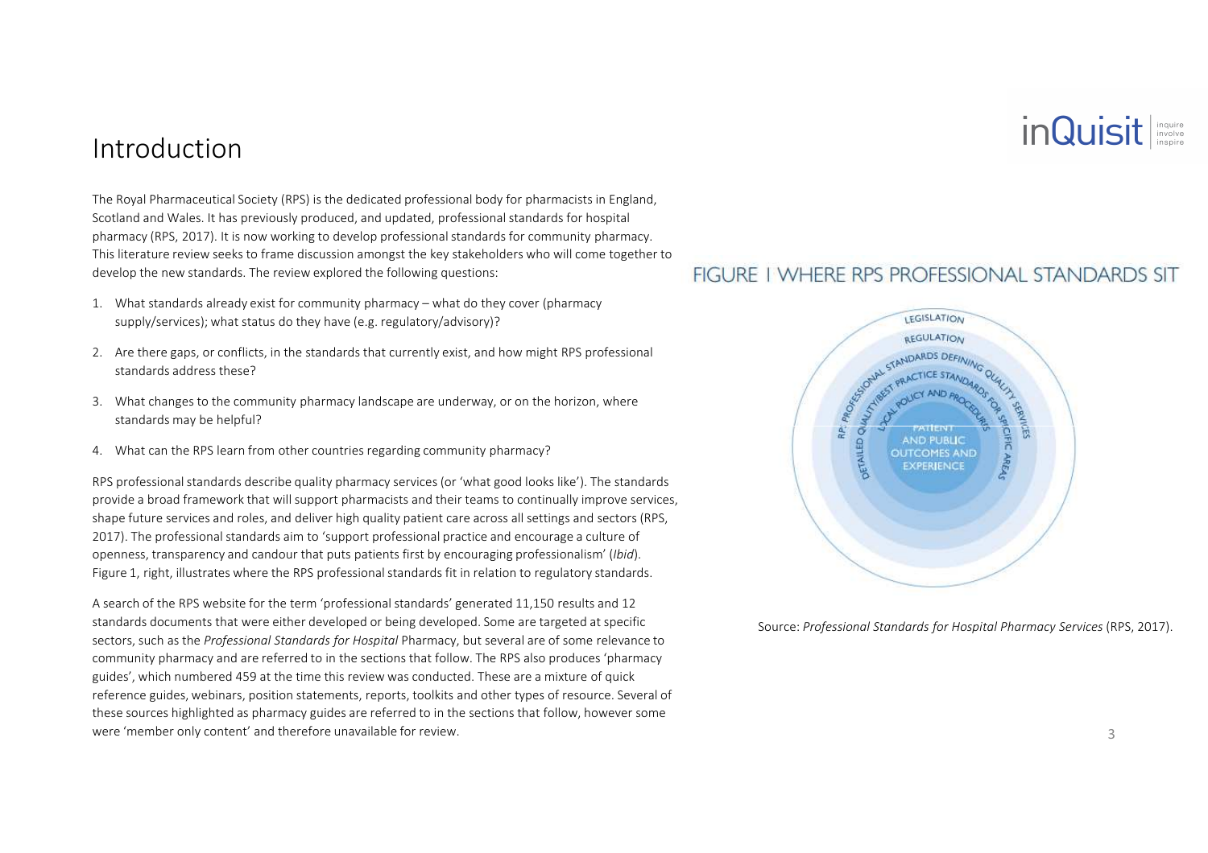# Introduction

The Royal Pharmaceutical Society (RPS) is the dedicated professional body for pharmacists in England, Scotland and Wales. It has previously produced, and updated, professional standards for hospital pharmacy (RPS, 2017). It is now working to develop professional standards for community pharmacy. This literature review seeks to frame discussion amongst the key stakeholders who will come together to develop the new standards. The review explored the following questions:

1. What standards already exist for community pharmacy – what do they cover (pharmacy supply/services); what status do they have (e.g. regulatory/advisory)?
2. Are there gaps, or conflicts, in the standards that currently exist, and how might RPS professional standards address these?
3. What changes to the community pharmacy landscape are underway, or on the horizon, where standards may be helpful?
4. What can the RPS learn from other countries regarding community pharmacy?

RPS professional standards describe quality pharmacy services (or 'what good looks like'). The standards provide a broad framework that will support pharmacists and their teams to continually improve services, shape future services and roles, and deliver high quality patient care across all settings and sectors (RPS, 2017). The professional standards aim to 'support professional practice and encourage a culture of openness, transparency and candour that puts patients first by encouraging professionalism' (*Ibid*). Figure 1, right, illustrates where the RPS professional standards fit in relation to regulatory standards.

A search of the RPS website for the term 'professional standards' generated 11,150 results and 12 standards documents that were either developed or being developed. Some are targeted at specific sectors, such as the *Professional Standards for Hospital* Pharmacy, but several are of some relevance to community pharmacy and are referred to in the sections that follow. The RPS also produces 'pharmacy guides', which numbered 459 at the time this review was conducted. These are a mixture of quick reference guides, webinars, position statements, reports, toolkits and other types of resource. Several of these sources highlighted as pharmacy guides are referred to in the sections that follow, however some were 'member only content' and therefore unavailable for review.

FIGURE 1 WHERE RPS PROFESSIONAL STANDARDS SIT

LEGISLATION

REGULATION

RPS PROFESSIONAL STANDARDS DEFINING QUALITY SERVICES

DETAILED QUALITY/BEST PRACTICE STANDARDS FOR SPECIFIC AREAS

LOCAL POLICY AND PROCEDURES

PATIENT AND PUBLIC OUTCOMES AND EXPERIENCE

Source: *Professional Standards for Hospital Pharmacy Services* (RPS, 2017).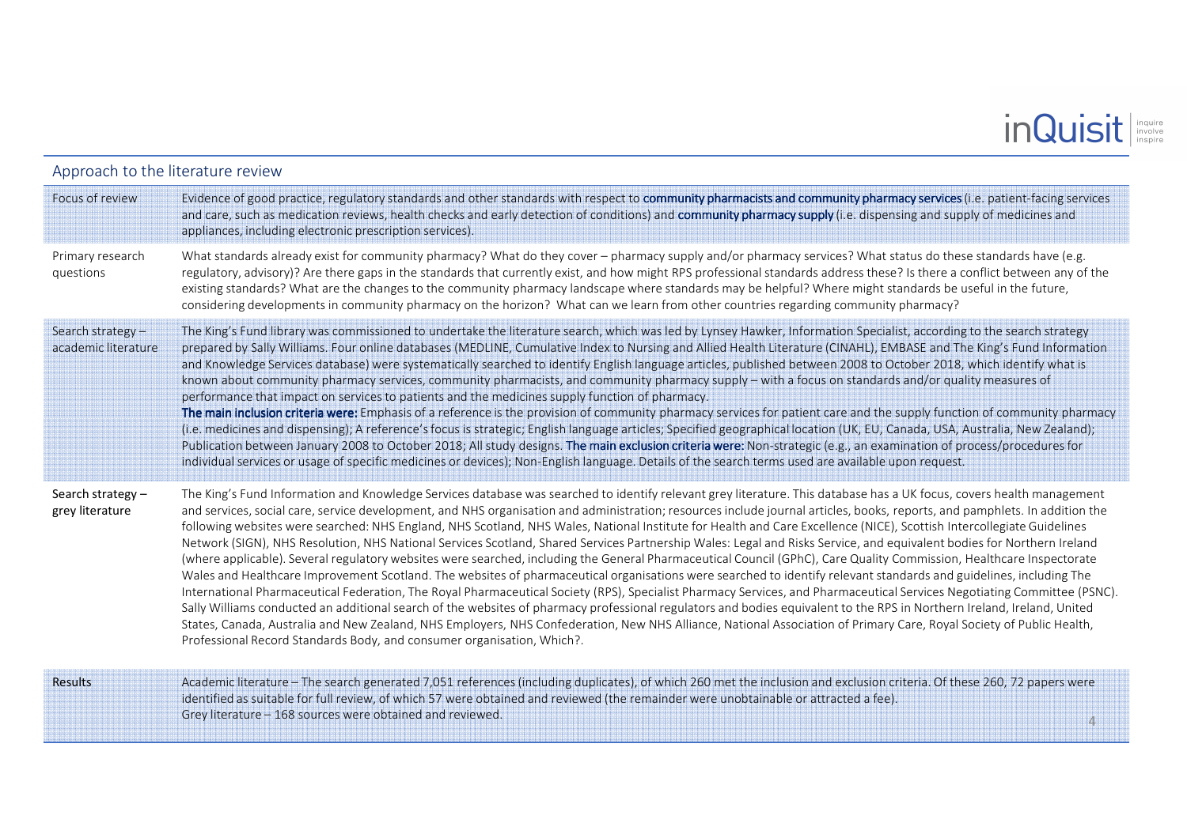## Approach to the literature review

| | |
|---|---|
| Focus of review | Evidence of good practice, regulatory standards and other standards with respect to **community pharmacists and community pharmacy services** (i.e. patient-facing services and care, such as medication reviews, health checks and early detection of conditions) and **community pharmacy supply** (i.e. dispensing and supply of medicines and appliances, including electronic prescription services). |
| Primary research questions | What standards already exist for community pharmacy? What do they cover – pharmacy supply and/or pharmacy services? What status do these standards have (e.g. regulatory, advisory)? Are there gaps in the standards that currently exist, and how might RPS professional standards address these? Is there a conflict between any of the existing standards? What are the changes to the community pharmacy landscape where standards may be helpful? Where might standards be useful in the future, considering developments in community pharmacy on the horizon? What can we learn from other countries regarding community pharmacy? |
| Search strategy – academic literature | The King's Fund library was commissioned to undertake the literature search, which was led by Lynsey Hawker, Information Specialist, according to the search strategy prepared by Sally Williams. Four online databases (MEDLINE, Cumulative Index to Nursing and Allied Health Literature (CINAHL), EMBASE and The King's Fund Information and Knowledge Services database) were systematically searched to identify English language articles, published between 2008 to October 2018, which identify what is known about community pharmacy services, community pharmacists, and community pharmacy supply – with a focus on standards and/or quality measures of performance that impact on services to patients and the medicines supply function of pharmacy. **The main inclusion criteria were:** Emphasis of a reference is the provision of community pharmacy services for patient care and the supply function of community pharmacy (i.e. medicines and dispensing); A reference's focus is strategic; English language articles; Specified geographical location (UK, EU, Canada, USA, Australia, New Zealand); Publication between January 2008 to October 2018; All study designs. **The main exclusion criteria were:** Non-strategic (e.g., an examination of process/procedures for individual services or usage of specific medicines or devices); Non-English language. Details of the search terms used are available upon request. |
| Search strategy – grey literature | The King's Fund Information and Knowledge Services database was searched to identify relevant grey literature. This database has a UK focus, covers health management and services, social care, service development, and NHS organisation and administration; resources include journal articles, books, reports, and pamphlets. In addition the following websites were searched: NHS England, NHS Scotland, NHS Wales, National Institute for Health and Care Excellence (NICE), Scottish Intercollegiate Guidelines Network (SIGN), NHS Resolution, NHS National Services Scotland, Shared Services Partnership Wales: Legal and Risks Service, and equivalent bodies for Northern Ireland (where applicable). Several regulatory websites were searched, including the General Pharmaceutical Council (GPhC), Care Quality Commission, Healthcare Inspectorate Wales and Healthcare Improvement Scotland. The websites of pharmaceutical organisations were searched to identify relevant standards and guidelines, including The International Pharmaceutical Federation, The Royal Pharmaceutical Society (RPS), Specialist Pharmacy Services, and Pharmaceutical Services Negotiating Committee (PSNC). Sally Williams conducted an additional search of the websites of pharmacy professional regulators and bodies equivalent to the RPS in Northern Ireland, Ireland, United States, Canada, Australia and New Zealand, NHS Employers, NHS Confederation, New NHS Alliance, National Association of Primary Care, Royal Society of Public Health, Professional Record Standards Body, and consumer organisation, Which?. |
| Results | Academic literature – The search generated 7,051 references (including duplicates), of which 260 met the inclusion and exclusion criteria. Of these 260, 72 papers were identified as suitable for full review, of which 57 were obtained and reviewed (the remainder were unobtainable or attracted a fee).<br>Grey literature – 168 sources were obtained and reviewed. |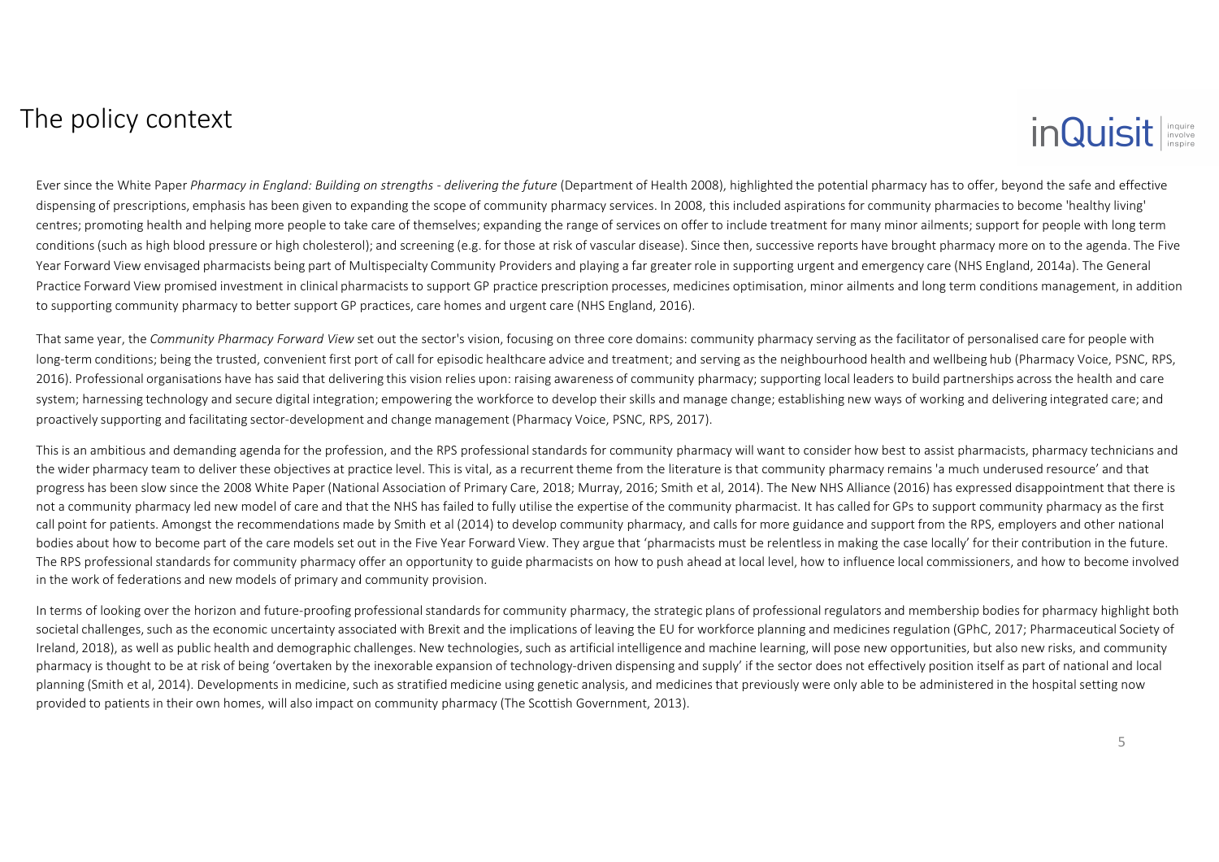# The policy context

Ever since the White Paper *Pharmacy in England: Building on strengths - delivering the future* (Department of Health 2008), highlighted the potential pharmacy has to offer, beyond the safe and effective dispensing of prescriptions, emphasis has been given to expanding the scope of community pharmacy services. In 2008, this included aspirations for community pharmacies to become 'healthy living' centres; promoting health and helping more people to take care of themselves; expanding the range of services on offer to include treatment for many minor ailments; support for people with long term conditions (such as high blood pressure or high cholesterol); and screening (e.g. for those at risk of vascular disease). Since then, successive reports have brought pharmacy more on to the agenda. The Five Year Forward View envisaged pharmacists being part of Multispecialty Community Providers and playing a far greater role in supporting urgent and emergency care (NHS England, 2014a). The General Practice Forward View promised investment in clinical pharmacists to support GP practice prescription processes, medicines optimisation, minor ailments and long term conditions management, in addition to supporting community pharmacy to better support GP practices, care homes and urgent care (NHS England, 2016).

That same year, the *Community Pharmacy Forward View* set out the sector's vision, focusing on three core domains: community pharmacy serving as the facilitator of personalised care for people with long-term conditions; being the trusted, convenient first port of call for episodic healthcare advice and treatment; and serving as the neighbourhood health and wellbeing hub (Pharmacy Voice, PSNC, RPS, 2016). Professional organisations have has said that delivering this vision relies upon: raising awareness of community pharmacy; supporting local leaders to build partnerships across the health and care system; harnessing technology and secure digital integration; empowering the workforce to develop their skills and manage change; establishing new ways of working and delivering integrated care; and proactively supporting and facilitating sector-development and change management (Pharmacy Voice, PSNC, RPS, 2017).

This is an ambitious and demanding agenda for the profession, and the RPS professional standards for community pharmacy will want to consider how best to assist pharmacists, pharmacy technicians and the wider pharmacy team to deliver these objectives at practice level. This is vital, as a recurrent theme from the literature is that community pharmacy remains 'a much underused resource' and that progress has been slow since the 2008 White Paper (National Association of Primary Care, 2018; Murray, 2016; Smith et al, 2014). The New NHS Alliance (2016) has expressed disappointment that there is not a community pharmacy led new model of care and that the NHS has failed to fully utilise the expertise of the community pharmacist. It has called for GPs to support community pharmacy as the first call point for patients. Amongst the recommendations made by Smith et al (2014) to develop community pharmacy, and calls for more guidance and support from the RPS, employers and other national bodies about how to become part of the care models set out in the Five Year Forward View. They argue that 'pharmacists must be relentless in making the case locally' for their contribution in the future. The RPS professional standards for community pharmacy offer an opportunity to guide pharmacists on how to push ahead at local level, how to influence local commissioners, and how to become involved in the work of federations and new models of primary and community provision.

In terms of looking over the horizon and future-proofing professional standards for community pharmacy, the strategic plans of professional regulators and membership bodies for pharmacy highlight both societal challenges, such as the economic uncertainty associated with Brexit and the implications of leaving the EU for workforce planning and medicines regulation (GPhC, 2017; Pharmaceutical Society of Ireland, 2018), as well as public health and demographic challenges. New technologies, such as artificial intelligence and machine learning, will pose new opportunities, but also new risks, and community pharmacy is thought to be at risk of being 'overtaken by the inexorable expansion of technology-driven dispensing and supply' if the sector does not effectively position itself as part of national and local planning (Smith et al, 2014). Developments in medicine, such as stratified medicine using genetic analysis, and medicines that previously were only able to be administered in the hospital setting now provided to patients in their own homes, will also impact on community pharmacy (The Scottish Government, 2013).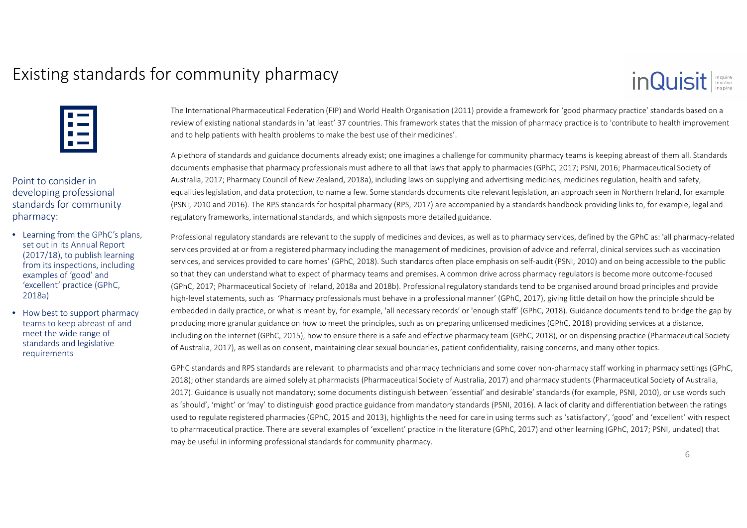# Existing standards for community pharmacy

Point to consider in developing professional standards for community pharmacy:

- Learning from the GPhC's plans, set out in its Annual Report (2017/18), to publish learning from its inspections, including examples of 'good' and 'excellent' practice (GPhC, 2018a)
- How best to support pharmacy teams to keep abreast of and meet the wide range of standards and legislative requirements

The International Pharmaceutical Federation (FIP) and World Health Organisation (2011) provide a framework for 'good pharmacy practice' standards based on a review of existing national standards in 'at least' 37 countries. This framework states that the mission of pharmacy practice is to 'contribute to health improvement and to help patients with health problems to make the best use of their medicines'.

A plethora of standards and guidance documents already exist; one imagines a challenge for community pharmacy teams is keeping abreast of them all. Standards documents emphasise that pharmacy professionals must adhere to all that laws that apply to pharmacies (GPhC, 2017; PSNI, 2016; Pharmaceutical Society of Australia, 2017; Pharmacy Council of New Zealand, 2018a), including laws on supplying and advertising medicines, medicines regulation, health and safety, equalities legislation, and data protection, to name a few. Some standards documents cite relevant legislation, an approach seen in Northern Ireland, for example (PSNI, 2010 and 2016). The RPS standards for hospital pharmacy (RPS, 2017) are accompanied by a standards handbook providing links to, for example, legal and regulatory frameworks, international standards, and which signposts more detailed guidance.

Professional regulatory standards are relevant to the supply of medicines and devices, as well as to pharmacy services, defined by the GPhC as: 'all pharmacy-related services provided at or from a registered pharmacy including the management of medicines, provision of advice and referral, clinical services such as vaccination services, and services provided to care homes' (GPhC, 2018). Such standards often place emphasis on self-audit (PSNI, 2010) and on being accessible to the public so that they can understand what to expect of pharmacy teams and premises. A common drive across pharmacy regulators is become more outcome-focused (GPhC, 2017; Pharmaceutical Society of Ireland, 2018a and 2018b). Professional regulatory standards tend to be organised around broad principles and provide high-level statements, such as 'Pharmacy professionals must behave in a professional manner' (GPhC, 2017), giving little detail on how the principle should be embedded in daily practice, or what is meant by, for example, 'all necessary records' or 'enough staff' (GPhC, 2018). Guidance documents tend to bridge the gap by producing more granular guidance on how to meet the principles, such as on preparing unlicensed medicines (GPhC, 2018) providing services at a distance, including on the internet (GPhC, 2015), how to ensure there is a safe and effective pharmacy team (GPhC, 2018), or on dispensing practice (Pharmaceutical Society of Australia, 2017), as well as on consent, maintaining clear sexual boundaries, patient confidentiality, raising concerns, and many other topics.

GPhC standards and RPS standards are relevant to pharmacists and pharmacy technicians and some cover non-pharmacy staff working in pharmacy settings (GPhC, 2018); other standards are aimed solely at pharmacists (Pharmaceutical Society of Australia, 2017) and pharmacy students (Pharmaceutical Society of Australia, 2017). Guidance is usually not mandatory; some documents distinguish between 'essential' and desirable' standards (for example, PSNI, 2010), or use words such as 'should', 'might' or 'may' to distinguish good practice guidance from mandatory standards (PSNI, 2016). A lack of clarity and differentiation between the ratings used to regulate registered pharmacies (GPhC, 2015 and 2013), highlights the need for care in using terms such as 'satisfactory', 'good' and 'excellent' with respect to pharmaceutical practice. There are several examples of 'excellent' practice in the literature (GPhC, 2017) and other learning (GPhC, 2017; PSNI, undated) that may be useful in informing professional standards for community pharmacy.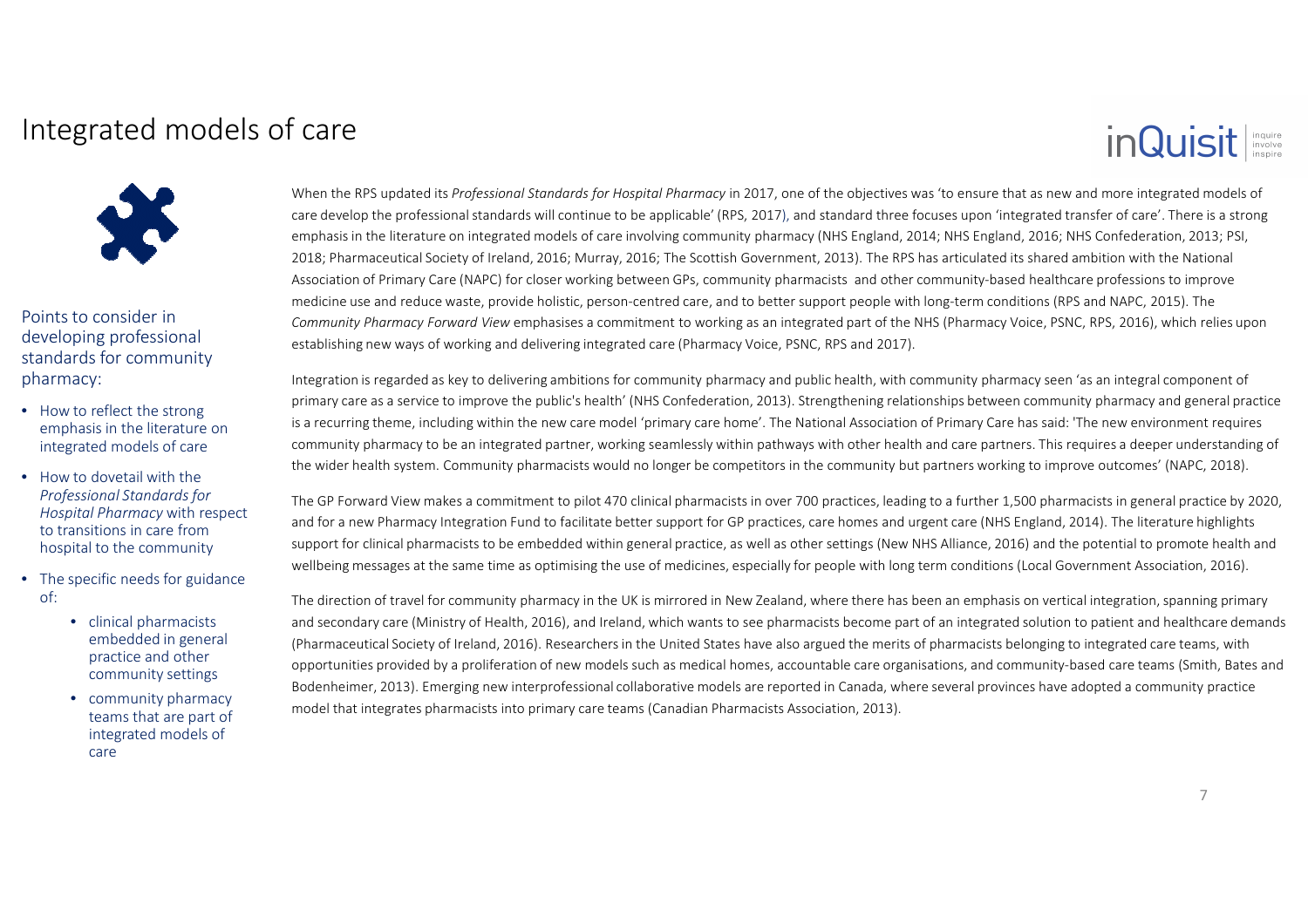# Integrated models of care

Points to consider in developing professional standards for community pharmacy:

- How to reflect the strong emphasis in the literature on integrated models of care
- How to dovetail with the *Professional Standards for Hospital Pharmacy* with respect to transitions in care from hospital to the community
- The specific needs for guidance of:
    - clinical pharmacists embedded in general practice and other community settings
    - community pharmacy teams that are part of integrated models of care

When the RPS updated its *Professional Standards for Hospital Pharmacy* in 2017, one of the objectives was 'to ensure that as new and more integrated models of care develop the professional standards will continue to be applicable' (RPS, 2017), and standard three focuses upon 'integrated transfer of care'. There is a strong emphasis in the literature on integrated models of care involving community pharmacy (NHS England, 2014; NHS England, 2016; NHS Confederation, 2013; PSI, 2018; Pharmaceutical Society of Ireland, 2016; Murray, 2016; The Scottish Government, 2013). The RPS has articulated its shared ambition with the National Association of Primary Care (NAPC) for closer working between GPs, community pharmacists and other community-based healthcare professions to improve medicine use and reduce waste, provide holistic, person-centred care, and to better support people with long-term conditions (RPS and NAPC, 2015). The *Community Pharmacy Forward View* emphasises a commitment to working as an integrated part of the NHS (Pharmacy Voice, PSNC, RPS, 2016), which relies upon establishing new ways of working and delivering integrated care (Pharmacy Voice, PSNC, RPS and 2017).

Integration is regarded as key to delivering ambitions for community pharmacy and public health, with community pharmacy seen 'as an integral component of primary care as a service to improve the public's health' (NHS Confederation, 2013). Strengthening relationships between community pharmacy and general practice is a recurring theme, including within the new care model 'primary care home'. The National Association of Primary Care has said: 'The new environment requires community pharmacy to be an integrated partner, working seamlessly within pathways with other health and care partners. This requires a deeper understanding of the wider health system. Community pharmacists would no longer be competitors in the community but partners working to improve outcomes' (NAPC, 2018).

The GP Forward View makes a commitment to pilot 470 clinical pharmacists in over 700 practices, leading to a further 1,500 pharmacists in general practice by 2020, and for a new Pharmacy Integration Fund to facilitate better support for GP practices, care homes and urgent care (NHS England, 2014). The literature highlights support for clinical pharmacists to be embedded within general practice, as well as other settings (New NHS Alliance, 2016) and the potential to promote health and wellbeing messages at the same time as optimising the use of medicines, especially for people with long term conditions (Local Government Association, 2016).

The direction of travel for community pharmacy in the UK is mirrored in New Zealand, where there has been an emphasis on vertical integration, spanning primary and secondary care (Ministry of Health, 2016), and Ireland, which wants to see pharmacists become part of an integrated solution to patient and healthcare demands (Pharmaceutical Society of Ireland, 2016). Researchers in the United States have also argued the merits of pharmacists belonging to integrated care teams, with opportunities provided by a proliferation of new models such as medical homes, accountable care organisations, and community-based care teams (Smith, Bates and Bodenheimer, 2013). Emerging new interprofessional collaborative models are reported in Canada, where several provinces have adopted a community practice model that integrates pharmacists into primary care teams (Canadian Pharmacists Association, 2013).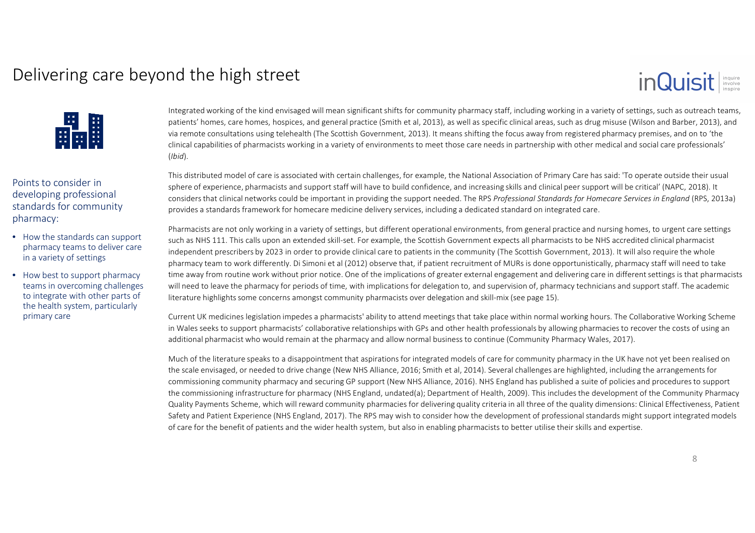# Delivering care beyond the high street

Points to consider in developing professional standards for community pharmacy:

- How the standards can support pharmacy teams to deliver care in a variety of settings
- How best to support pharmacy teams in overcoming challenges to integrate with other parts of the health system, particularly primary care

Integrated working of the kind envisaged will mean significant shifts for community pharmacy staff, including working in a variety of settings, such as outreach teams, patients' homes, care homes, hospices, and general practice (Smith et al, 2013), as well as specific clinical areas, such as drug misuse (Wilson and Barber, 2013), and via remote consultations using telehealth (The Scottish Government, 2013). It means shifting the focus away from registered pharmacy premises, and on to 'the clinical capabilities of pharmacists working in a variety of environments to meet those care needs in partnership with other medical and social care professionals' (*Ibid*).

This distributed model of care is associated with certain challenges, for example, the National Association of Primary Care has said: 'To operate outside their usual sphere of experience, pharmacists and support staff will have to build confidence, and increasing skills and clinical peer support will be critical' (NAPC, 2018). It considers that clinical networks could be important in providing the support needed. The RPS *Professional Standards for Homecare Services in England* (RPS, 2013a) provides a standards framework for homecare medicine delivery services, including a dedicated standard on integrated care.

Pharmacists are not only working in a variety of settings, but different operational environments, from general practice and nursing homes, to urgent care settings such as NHS 111. This calls upon an extended skill-set. For example, the Scottish Government expects all pharmacists to be NHS accredited clinical pharmacist independent prescribers by 2023 in order to provide clinical care to patients in the community (The Scottish Government, 2013). It will also require the whole pharmacy team to work differently. Di Simoni et al (2012) observe that, if patient recruitment of MURs is done opportunistically, pharmacy staff will need to take time away from routine work without prior notice. One of the implications of greater external engagement and delivering care in different settings is that pharmacists will need to leave the pharmacy for periods of time, with implications for delegation to, and supervision of, pharmacy technicians and support staff. The academic literature highlights some concerns amongst community pharmacists over delegation and skill-mix (see page 15).

Current UK medicines legislation impedes a pharmacists' ability to attend meetings that take place within normal working hours. The Collaborative Working Scheme in Wales seeks to support pharmacists' collaborative relationships with GPs and other health professionals by allowing pharmacies to recover the costs of using an additional pharmacist who would remain at the pharmacy and allow normal business to continue (Community Pharmacy Wales, 2017).

Much of the literature speaks to a disappointment that aspirations for integrated models of care for community pharmacy in the UK have not yet been realised on the scale envisaged, or needed to drive change (New NHS Alliance, 2016; Smith et al, 2014). Several challenges are highlighted, including the arrangements for commissioning community pharmacy and securing GP support (New NHS Alliance, 2016). NHS England has published a suite of policies and procedures to support the commissioning infrastructure for pharmacy (NHS England, undated(a); Department of Health, 2009). This includes the development of the Community Pharmacy Quality Payments Scheme, which will reward community pharmacies for delivering quality criteria in all three of the quality dimensions: Clinical Effectiveness, Patient Safety and Patient Experience (NHS England, 2017). The RPS may wish to consider how the development of professional standards might support integrated models of care for the benefit of patients and the wider health system, but also in enabling pharmacists to better utilise their skills and expertise.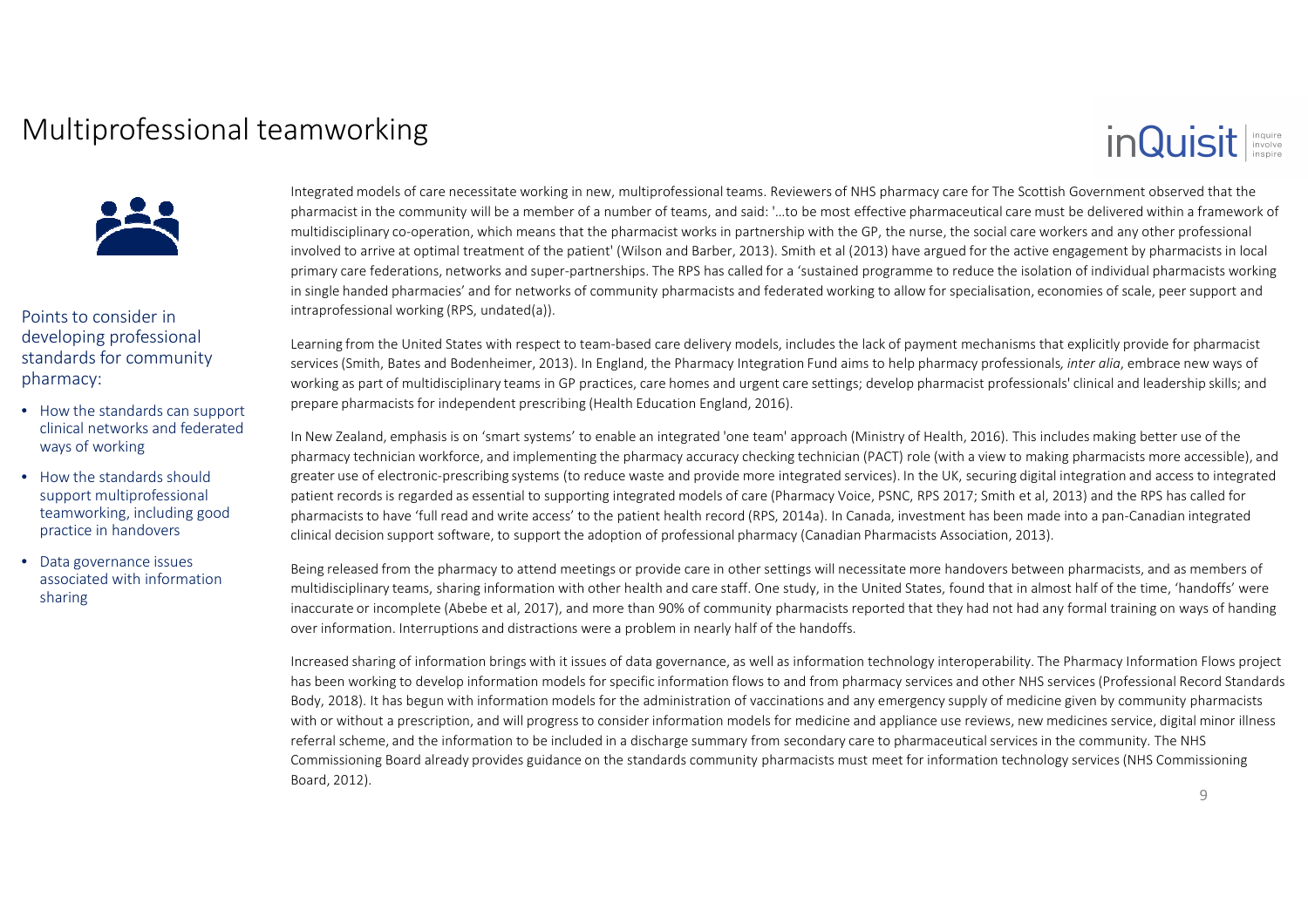# Multiprofessional teamworking

Points to consider in developing professional standards for community pharmacy:

- How the standards can support clinical networks and federated ways of working
- How the standards should support multiprofessional teamworking, including good practice in handovers
- Data governance issues associated with information sharing

Integrated models of care necessitate working in new, multiprofessional teams. Reviewers of NHS pharmacy care for The Scottish Government observed that the pharmacist in the community will be a member of a number of teams, and said: '…to be most effective pharmaceutical care must be delivered within a framework of multidisciplinary co-operation, which means that the pharmacist works in partnership with the GP, the nurse, the social care workers and any other professional involved to arrive at optimal treatment of the patient' (Wilson and Barber, 2013). Smith et al (2013) have argued for the active engagement by pharmacists in local primary care federations, networks and super-partnerships. The RPS has called for a 'sustained programme to reduce the isolation of individual pharmacists working in single handed pharmacies' and for networks of community pharmacists and federated working to allow for specialisation, economies of scale, peer support and intraprofessional working (RPS, undated(a)).

Learning from the United States with respect to team-based care delivery models, includes the lack of payment mechanisms that explicitly provide for pharmacist services (Smith, Bates and Bodenheimer, 2013). In England, the Pharmacy Integration Fund aims to help pharmacy professionals*, inter alia*, embrace new ways of working as part of multidisciplinary teams in GP practices, care homes and urgent care settings; develop pharmacist professionals' clinical and leadership skills; and prepare pharmacists for independent prescribing (Health Education England, 2016).

In New Zealand, emphasis is on 'smart systems' to enable an integrated 'one team' approach (Ministry of Health, 2016). This includes making better use of the pharmacy technician workforce, and implementing the pharmacy accuracy checking technician (PACT) role (with a view to making pharmacists more accessible), and greater use of electronic-prescribing systems (to reduce waste and provide more integrated services). In the UK, securing digital integration and access to integrated patient records is regarded as essential to supporting integrated models of care (Pharmacy Voice, PSNC, RPS 2017; Smith et al, 2013) and the RPS has called for pharmacists to have 'full read and write access' to the patient health record (RPS, 2014a). In Canada, investment has been made into a pan-Canadian integrated clinical decision support software, to support the adoption of professional pharmacy (Canadian Pharmacists Association, 2013).

Being released from the pharmacy to attend meetings or provide care in other settings will necessitate more handovers between pharmacists, and as members of multidisciplinary teams, sharing information with other health and care staff. One study, in the United States, found that in almost half of the time, 'handoffs' were inaccurate or incomplete (Abebe et al, 2017), and more than 90% of community pharmacists reported that they had not had any formal training on ways of handing over information. Interruptions and distractions were a problem in nearly half of the handoffs.

Increased sharing of information brings with it issues of data governance, as well as information technology interoperability. The Pharmacy Information Flows project has been working to develop information models for specific information flows to and from pharmacy services and other NHS services (Professional Record Standards Body, 2018). It has begun with information models for the administration of vaccinations and any emergency supply of medicine given by community pharmacists with or without a prescription, and will progress to consider information models for medicine and appliance use reviews, new medicines service, digital minor illness referral scheme, and the information to be included in a discharge summary from secondary care to pharmaceutical services in the community. The NHS Commissioning Board already provides guidance on the standards community pharmacists must meet for information technology services (NHS Commissioning Board, 2012).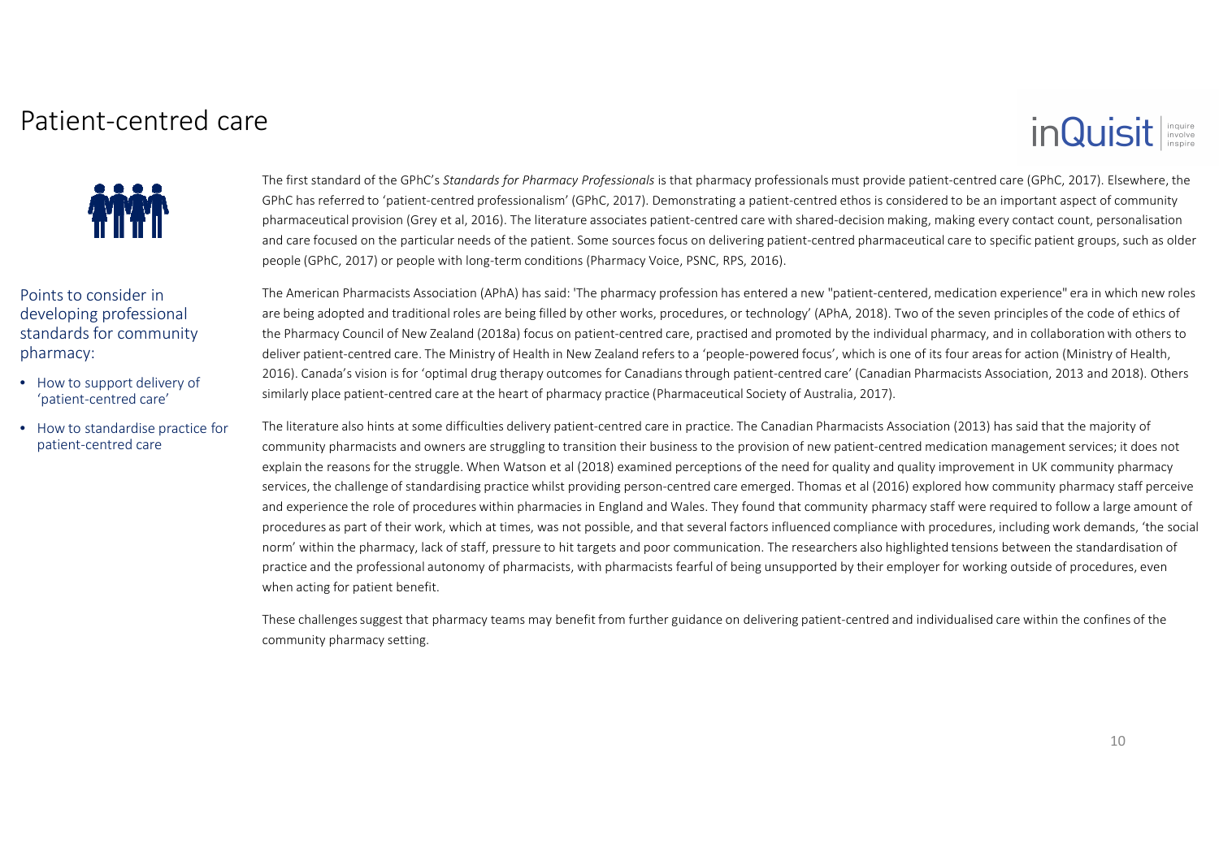# Patient-centred care

Points to consider in developing professional standards for community pharmacy:

- How to support delivery of 'patient-centred care'
- How to standardise practice for patient-centred care

The first standard of the GPhC's *Standards for Pharmacy Professionals* is that pharmacy professionals must provide patient-centred care (GPhC, 2017). Elsewhere, the GPhC has referred to 'patient-centred professionalism' (GPhC, 2017). Demonstrating a patient-centred ethos is considered to be an important aspect of community pharmaceutical provision (Grey et al, 2016). The literature associates patient-centred care with shared-decision making, making every contact count, personalisation and care focused on the particular needs of the patient. Some sources focus on delivering patient-centred pharmaceutical care to specific patient groups, such as older people (GPhC, 2017) or people with long-term conditions (Pharmacy Voice, PSNC, RPS, 2016).

The American Pharmacists Association (APhA) has said: 'The pharmacy profession has entered a new "patient-centered, medication experience" era in which new roles are being adopted and traditional roles are being filled by other works, procedures, or technology' (APhA, 2018). Two of the seven principles of the code of ethics of the Pharmacy Council of New Zealand (2018a) focus on patient-centred care, practised and promoted by the individual pharmacy, and in collaboration with others to deliver patient-centred care. The Ministry of Health in New Zealand refers to a 'people-powered focus', which is one of its four areas for action (Ministry of Health, 2016). Canada's vision is for 'optimal drug therapy outcomes for Canadians through patient-centred care' (Canadian Pharmacists Association, 2013 and 2018). Others similarly place patient-centred care at the heart of pharmacy practice (Pharmaceutical Society of Australia, 2017).

The literature also hints at some difficulties delivery patient-centred care in practice. The Canadian Pharmacists Association (2013) has said that the majority of community pharmacists and owners are struggling to transition their business to the provision of new patient-centred medication management services; it does not explain the reasons for the struggle. When Watson et al (2018) examined perceptions of the need for quality and quality improvement in UK community pharmacy services, the challenge of standardising practice whilst providing person-centred care emerged. Thomas et al (2016) explored how community pharmacy staff perceive and experience the role of procedures within pharmacies in England and Wales. They found that community pharmacy staff were required to follow a large amount of procedures as part of their work, which at times, was not possible, and that several factors influenced compliance with procedures, including work demands, 'the social norm' within the pharmacy, lack of staff, pressure to hit targets and poor communication. The researchers also highlighted tensions between the standardisation of practice and the professional autonomy of pharmacists, with pharmacists fearful of being unsupported by their employer for working outside of procedures, even when acting for patient benefit.

These challenges suggest that pharmacy teams may benefit from further guidance on delivering patient-centred and individualised care within the confines of the community pharmacy setting.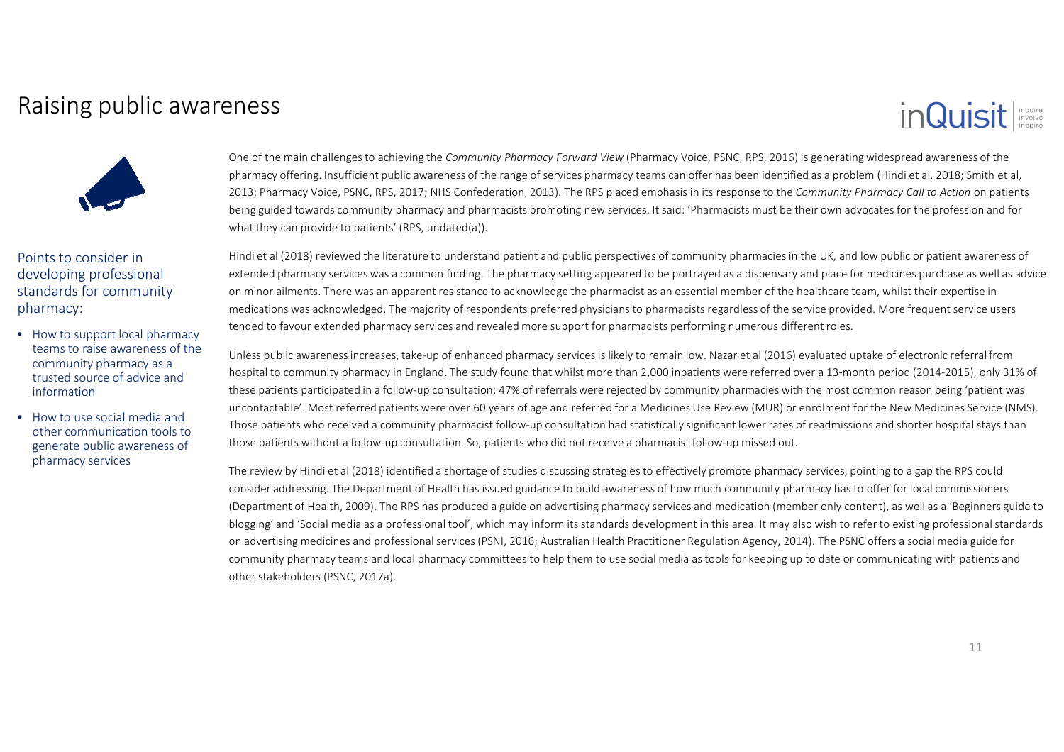# Raising public awareness

One of the main challenges to achieving the *Community Pharmacy Forward View* (Pharmacy Voice, PSNC, RPS, 2016) is generating widespread awareness of the pharmacy offering. Insufficient public awareness of the range of services pharmacy teams can offer has been identified as a problem (Hindi et al, 2018; Smith et al, 2013; Pharmacy Voice, PSNC, RPS, 2017; NHS Confederation, 2013). The RPS placed emphasis in its response to the *Community Pharmacy Call to Action* on patients being guided towards community pharmacy and pharmacists promoting new services. It said: 'Pharmacists must be their own advocates for the profession and for what they can provide to patients' (RPS, undated(a)).

Hindi et al (2018) reviewed the literature to understand patient and public perspectives of community pharmacies in the UK, and low public or patient awareness of extended pharmacy services was a common finding. The pharmacy setting appeared to be portrayed as a dispensary and place for medicines purchase as well as advice on minor ailments. There was an apparent resistance to acknowledge the pharmacist as an essential member of the healthcare team, whilst their expertise in medications was acknowledged. The majority of respondents preferred physicians to pharmacists regardless of the service provided. More frequent service users tended to favour extended pharmacy services and revealed more support for pharmacists performing numerous different roles.

Unless public awareness increases, take-up of enhanced pharmacy services is likely to remain low. Nazar et al (2016) evaluated uptake of electronic referral from hospital to community pharmacy in England. The study found that whilst more than 2,000 inpatients were referred over a 13-month period (2014-2015), only 31% of these patients participated in a follow-up consultation; 47% of referrals were rejected by community pharmacies with the most common reason being 'patient was uncontactable'. Most referred patients were over 60 years of age and referred for a Medicines Use Review (MUR) or enrolment for the New Medicines Service (NMS). Those patients who received a community pharmacist follow-up consultation had statistically significant lower rates of readmissions and shorter hospital stays than those patients without a follow-up consultation. So, patients who did not receive a pharmacist follow-up missed out.

The review by Hindi et al (2018) identified a shortage of studies discussing strategies to effectively promote pharmacy services, pointing to a gap the RPS could consider addressing. The Department of Health has issued guidance to build awareness of how much community pharmacy has to offer for local commissioners (Department of Health, 2009). The RPS has produced a guide on advertising pharmacy services and medication (member only content), as well as a 'Beginners guide to blogging' and 'Social media as a professional tool', which may inform its standards development in this area. It may also wish to refer to existing professional standards on advertising medicines and professional services (PSNI, 2016; Australian Health Practitioner Regulation Agency, 2014). The PSNC offers a social media guide for community pharmacy teams and local pharmacy committees to help them to use social media as tools for keeping up to date or communicating with patients and other stakeholders (PSNC, 2017a).

## Points to consider in developing professional standards for community pharmacy:

- How to support local pharmacy teams to raise awareness of the community pharmacy as a trusted source of advice and information
- How to use social media and other communication tools to generate public awareness of pharmacy services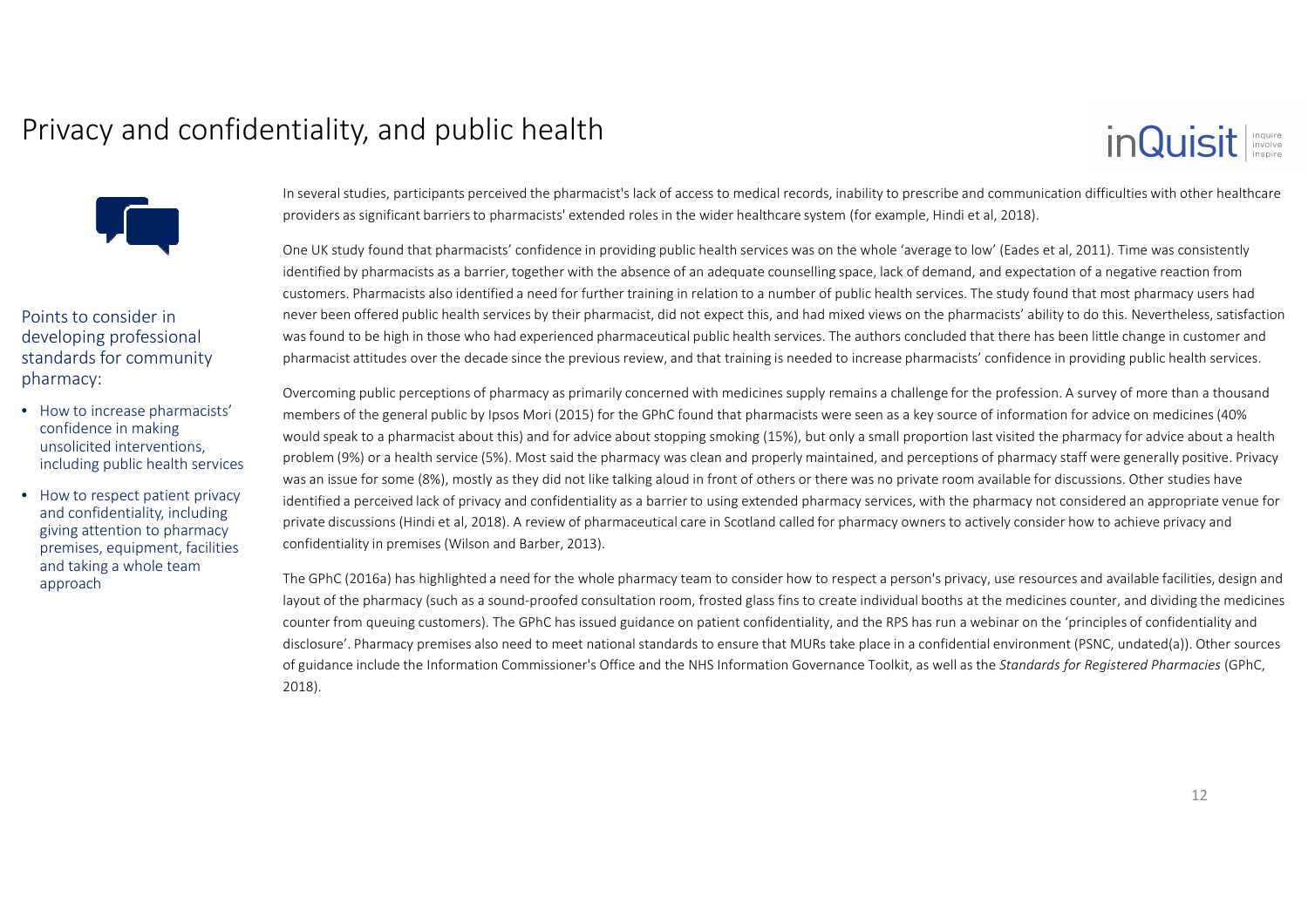# Privacy and confidentiality, and public health

Points to consider in developing professional standards for community pharmacy:

- How to increase pharmacists' confidence in making unsolicited interventions, including public health services
- How to respect patient privacy and confidentiality, including giving attention to pharmacy premises, equipment, facilities and taking a whole team approach

In several studies, participants perceived the pharmacist's lack of access to medical records, inability to prescribe and communication difficulties with other healthcare providers as significant barriers to pharmacists' extended roles in the wider healthcare system (for example, Hindi et al, 2018).

One UK study found that pharmacists' confidence in providing public health services was on the whole 'average to low' (Eades et al, 2011). Time was consistently identified by pharmacists as a barrier, together with the absence of an adequate counselling space, lack of demand, and expectation of a negative reaction from customers. Pharmacists also identified a need for further training in relation to a number of public health services. The study found that most pharmacy users had never been offered public health services by their pharmacist, did not expect this, and had mixed views on the pharmacists' ability to do this. Nevertheless, satisfaction was found to be high in those who had experienced pharmaceutical public health services. The authors concluded that there has been little change in customer and pharmacist attitudes over the decade since the previous review, and that training is needed to increase pharmacists' confidence in providing public health services.

Overcoming public perceptions of pharmacy as primarily concerned with medicines supply remains a challenge for the profession. A survey of more than a thousand members of the general public by Ipsos Mori (2015) for the GPhC found that pharmacists were seen as a key source of information for advice on medicines (40% would speak to a pharmacist about this) and for advice about stopping smoking (15%), but only a small proportion last visited the pharmacy for advice about a health problem (9%) or a health service (5%). Most said the pharmacy was clean and properly maintained, and perceptions of pharmacy staff were generally positive. Privacy was an issue for some (8%), mostly as they did not like talking aloud in front of others or there was no private room available for discussions. Other studies have identified a perceived lack of privacy and confidentiality as a barrier to using extended pharmacy services, with the pharmacy not considered an appropriate venue for private discussions (Hindi et al, 2018). A review of pharmaceutical care in Scotland called for pharmacy owners to actively consider how to achieve privacy and confidentiality in premises (Wilson and Barber, 2013).

The GPhC (2016a) has highlighted a need for the whole pharmacy team to consider how to respect a person's privacy, use resources and available facilities, design and layout of the pharmacy (such as a sound-proofed consultation room, frosted glass fins to create individual booths at the medicines counter, and dividing the medicines counter from queuing customers). The GPhC has issued guidance on patient confidentiality, and the RPS has run a webinar on the 'principles of confidentiality and disclosure'. Pharmacy premises also need to meet national standards to ensure that MURs take place in a confidential environment (PSNC, undated(a)). Other sources of guidance include the Information Commissioner's Office and the NHS Information Governance Toolkit, as well as the *Standards for Registered Pharmacies* (GPhC, 2018).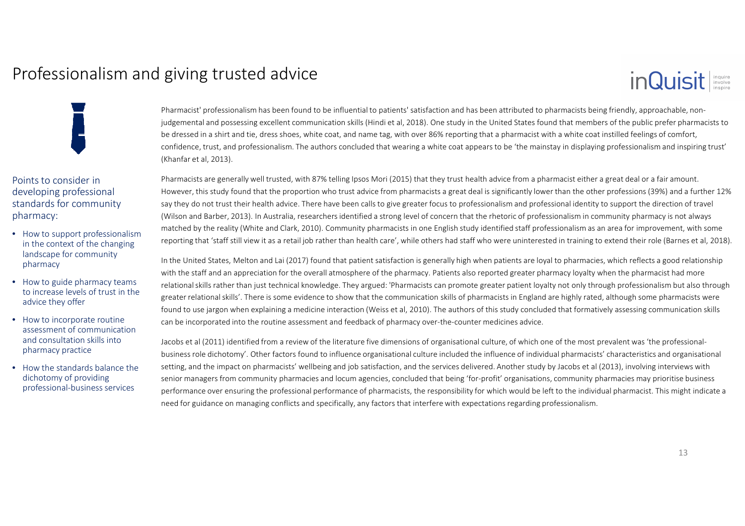# Professionalism and giving trusted advice

Points to consider in developing professional standards for community pharmacy:

- How to support professionalism in the context of the changing landscape for community pharmacy
- How to guide pharmacy teams to increase levels of trust in the advice they offer
- How to incorporate routine assessment of communication and consultation skills into pharmacy practice
- How the standards balance the dichotomy of providing professional-business services

Pharmacist' professionalism has been found to be influential to patients' satisfaction and has been attributed to pharmacists being friendly, approachable, non-judgemental and possessing excellent communication skills (Hindi et al, 2018). One study in the United States found that members of the public prefer pharmacists to be dressed in a shirt and tie, dress shoes, white coat, and name tag, with over 86% reporting that a pharmacist with a white coat instilled feelings of comfort, confidence, trust, and professionalism. The authors concluded that wearing a white coat appears to be 'the mainstay in displaying professionalism and inspiring trust' (Khanfar et al, 2013).

Pharmacists are generally well trusted, with 87% telling Ipsos Mori (2015) that they trust health advice from a pharmacist either a great deal or a fair amount. However, this study found that the proportion who trust advice from pharmacists a great deal is significantly lower than the other professions (39%) and a further 12% say they do not trust their health advice. There have been calls to give greater focus to professionalism and professional identity to support the direction of travel (Wilson and Barber, 2013). In Australia, researchers identified a strong level of concern that the rhetoric of professionalism in community pharmacy is not always matched by the reality (White and Clark, 2010). Community pharmacists in one English study identified staff professionalism as an area for improvement, with some reporting that 'staff still view it as a retail job rather than health care', while others had staff who were uninterested in training to extend their role (Barnes et al, 2018).

In the United States, Melton and Lai (2017) found that patient satisfaction is generally high when patients are loyal to pharmacies, which reflects a good relationship with the staff and an appreciation for the overall atmosphere of the pharmacy. Patients also reported greater pharmacy loyalty when the pharmacist had more relational skills rather than just technical knowledge. They argued: 'Pharmacists can promote greater patient loyalty not only through professionalism but also through greater relational skills'. There is some evidence to show that the communication skills of pharmacists in England are highly rated, although some pharmacists were found to use jargon when explaining a medicine interaction (Weiss et al, 2010). The authors of this study concluded that formatively assessing communication skills can be incorporated into the routine assessment and feedback of pharmacy over-the-counter medicines advice.

Jacobs et al (2011) identified from a review of the literature five dimensions of organisational culture, of which one of the most prevalent was 'the professional-business role dichotomy'. Other factors found to influence organisational culture included the influence of individual pharmacists' characteristics and organisational setting, and the impact on pharmacists' wellbeing and job satisfaction, and the services delivered. Another study by Jacobs et al (2013), involving interviews with senior managers from community pharmacies and locum agencies, concluded that being 'for-profit' organisations, community pharmacies may prioritise business performance over ensuring the professional performance of pharmacists, the responsibility for which would be left to the individual pharmacist. This might indicate a need for guidance on managing conflicts and specifically, any factors that interfere with expectations regarding professionalism.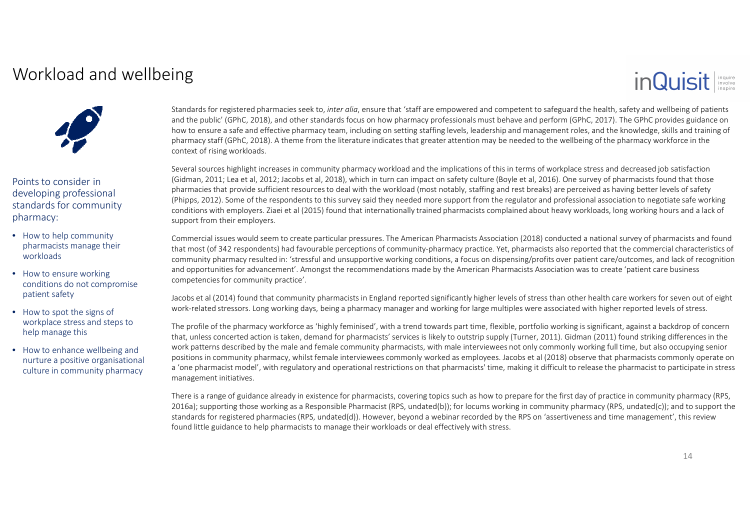# Workload and wellbeing

Points to consider in developing professional standards for community pharmacy:

- How to help community pharmacists manage their workloads
- How to ensure working conditions do not compromise patient safety
- How to spot the signs of workplace stress and steps to help manage this
- How to enhance wellbeing and nurture a positive organisational culture in community pharmacy

Standards for registered pharmacies seek to, *inter alia*, ensure that 'staff are empowered and competent to safeguard the health, safety and wellbeing of patients and the public' (GPhC, 2018), and other standards focus on how pharmacy professionals must behave and perform (GPhC, 2017). The GPhC provides guidance on how to ensure a safe and effective pharmacy team, including on setting staffing levels, leadership and management roles, and the knowledge, skills and training of pharmacy staff (GPhC, 2018). A theme from the literature indicates that greater attention may be needed to the wellbeing of the pharmacy workforce in the context of rising workloads.

Several sources highlight increases in community pharmacy workload and the implications of this in terms of workplace stress and decreased job satisfaction (Gidman, 2011; Lea et al, 2012; Jacobs et al, 2018), which in turn can impact on safety culture (Boyle et al, 2016). One survey of pharmacists found that those pharmacies that provide sufficient resources to deal with the workload (most notably, staffing and rest breaks) are perceived as having better levels of safety (Phipps, 2012). Some of the respondents to this survey said they needed more support from the regulator and professional association to negotiate safe working conditions with employers. Ziaei et al (2015) found that internationally trained pharmacists complained about heavy workloads, long working hours and a lack of support from their employers.

Commercial issues would seem to create particular pressures. The American Pharmacists Association (2018) conducted a national survey of pharmacists and found that most (of 342 respondents) had favourable perceptions of community-pharmacy practice. Yet, pharmacists also reported that the commercial characteristics of community pharmacy resulted in: 'stressful and unsupportive working conditions, a focus on dispensing/profits over patient care/outcomes, and lack of recognition and opportunities for advancement'. Amongst the recommendations made by the American Pharmacists Association was to create 'patient care business competencies for community practice'.

Jacobs et al (2014) found that community pharmacists in England reported significantly higher levels of stress than other health care workers for seven out of eight work-related stressors. Long working days, being a pharmacy manager and working for large multiples were associated with higher reported levels of stress.

The profile of the pharmacy workforce as 'highly feminised', with a trend towards part time, flexible, portfolio working is significant, against a backdrop of concern that, unless concerted action is taken, demand for pharmacists' services is likely to outstrip supply (Turner, 2011). Gidman (2011) found striking differences in the work patterns described by the male and female community pharmacists, with male interviewees not only commonly working full time, but also occupying senior positions in community pharmacy, whilst female interviewees commonly worked as employees. Jacobs et al (2018) observe that pharmacists commonly operate on a 'one pharmacist model', with regulatory and operational restrictions on that pharmacists' time, making it difficult to release the pharmacist to participate in stress management initiatives.

There is a range of guidance already in existence for pharmacists, covering topics such as how to prepare for the first day of practice in community pharmacy (RPS, 2016a); supporting those working as a Responsible Pharmacist (RPS, undated(b)); for locums working in community pharmacy (RPS, undated(c)); and to support the standards for registered pharmacies (RPS, undated(d)). However, beyond a webinar recorded by the RPS on 'assertiveness and time management', this review found little guidance to help pharmacists to manage their workloads or deal effectively with stress.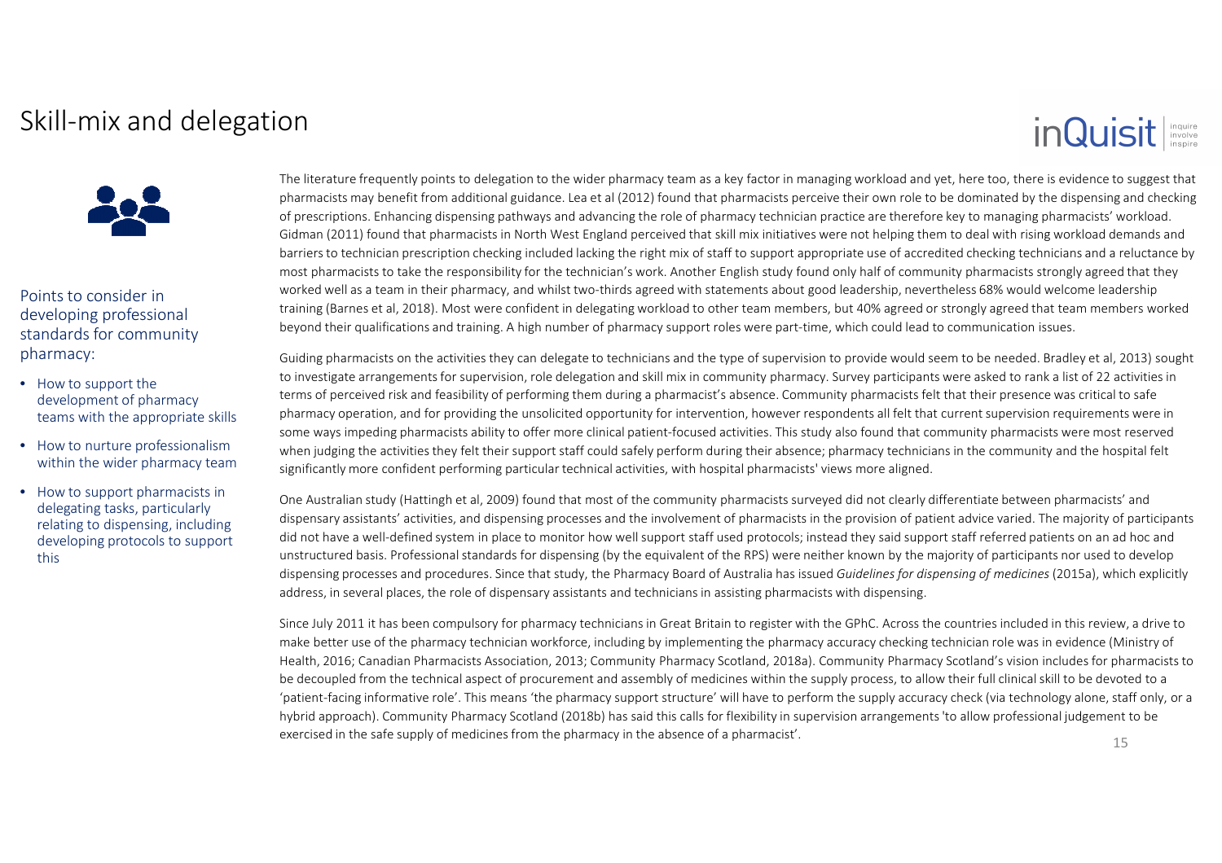# Skill-mix and delegation

Points to consider in developing professional standards for community pharmacy:

- How to support the development of pharmacy teams with the appropriate skills
- How to nurture professionalism within the wider pharmacy team
- How to support pharmacists in delegating tasks, particularly relating to dispensing, including developing protocols to support this

The literature frequently points to delegation to the wider pharmacy team as a key factor in managing workload and yet, here too, there is evidence to suggest that pharmacists may benefit from additional guidance. Lea et al (2012) found that pharmacists perceive their own role to be dominated by the dispensing and checking of prescriptions. Enhancing dispensing pathways and advancing the role of pharmacy technician practice are therefore key to managing pharmacists' workload. Gidman (2011) found that pharmacists in North West England perceived that skill mix initiatives were not helping them to deal with rising workload demands and barriers to technician prescription checking included lacking the right mix of staff to support appropriate use of accredited checking technicians and a reluctance by most pharmacists to take the responsibility for the technician's work. Another English study found only half of community pharmacists strongly agreed that they worked well as a team in their pharmacy, and whilst two-thirds agreed with statements about good leadership, nevertheless 68% would welcome leadership training (Barnes et al, 2018). Most were confident in delegating workload to other team members, but 40% agreed or strongly agreed that team members worked beyond their qualifications and training. A high number of pharmacy support roles were part-time, which could lead to communication issues.

Guiding pharmacists on the activities they can delegate to technicians and the type of supervision to provide would seem to be needed. Bradley et al, 2013) sought to investigate arrangements for supervision, role delegation and skill mix in community pharmacy. Survey participants were asked to rank a list of 22 activities in terms of perceived risk and feasibility of performing them during a pharmacist's absence. Community pharmacists felt that their presence was critical to safe pharmacy operation, and for providing the unsolicited opportunity for intervention, however respondents all felt that current supervision requirements were in some ways impeding pharmacists ability to offer more clinical patient-focused activities. This study also found that community pharmacists were most reserved when judging the activities they felt their support staff could safely perform during their absence; pharmacy technicians in the community and the hospital felt significantly more confident performing particular technical activities, with hospital pharmacists' views more aligned.

One Australian study (Hattingh et al, 2009) found that most of the community pharmacists surveyed did not clearly differentiate between pharmacists' and dispensary assistants' activities, and dispensing processes and the involvement of pharmacists in the provision of patient advice varied. The majority of participants did not have a well-defined system in place to monitor how well support staff used protocols; instead they said support staff referred patients on an ad hoc and unstructured basis. Professional standards for dispensing (by the equivalent of the RPS) were neither known by the majority of participants nor used to develop dispensing processes and procedures. Since that study, the Pharmacy Board of Australia has issued *Guidelines for dispensing of medicines* (2015a), which explicitly address, in several places, the role of dispensary assistants and technicians in assisting pharmacists with dispensing.

Since July 2011 it has been compulsory for pharmacy technicians in Great Britain to register with the GPhC. Across the countries included in this review, a drive to make better use of the pharmacy technician workforce, including by implementing the pharmacy accuracy checking technician role was in evidence (Ministry of Health, 2016; Canadian Pharmacists Association, 2013; Community Pharmacy Scotland, 2018a). Community Pharmacy Scotland's vision includes for pharmacists to be decoupled from the technical aspect of procurement and assembly of medicines within the supply process, to allow their full clinical skill to be devoted to a 'patient-facing informative role'. This means 'the pharmacy support structure' will have to perform the supply accuracy check (via technology alone, staff only, or a hybrid approach). Community Pharmacy Scotland (2018b) has said this calls for flexibility in supervision arrangements 'to allow professional judgement to be exercised in the safe supply of medicines from the pharmacy in the absence of a pharmacist'.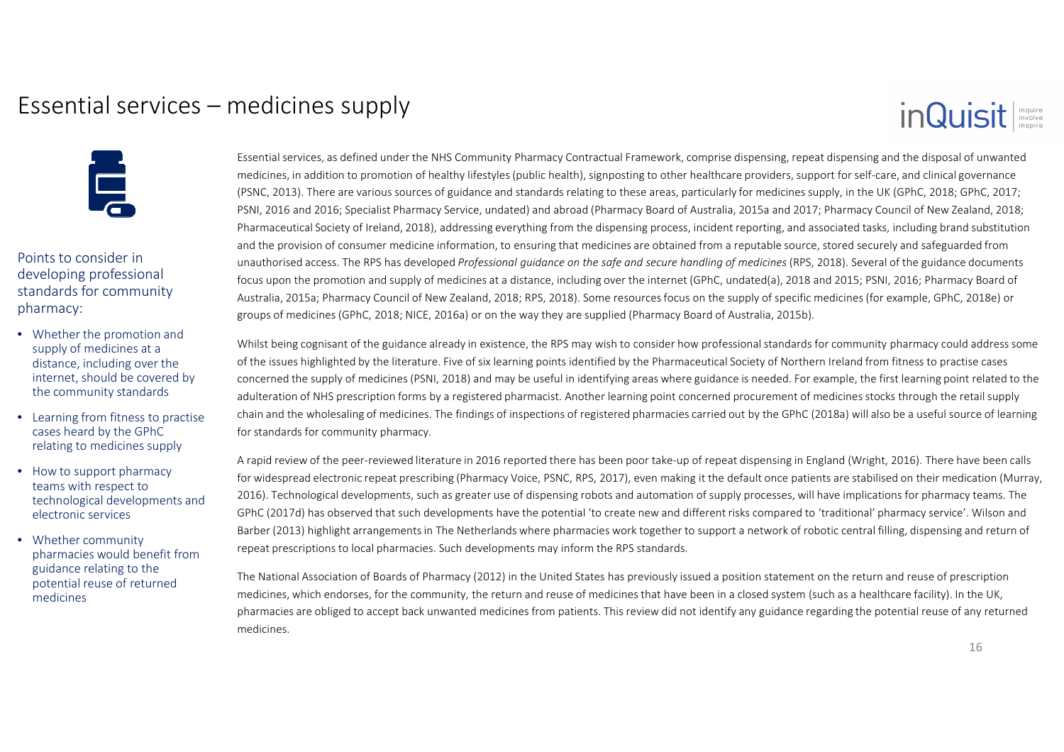# Essential services – medicines supply

Points to consider in developing professional standards for community pharmacy:

- Whether the promotion and supply of medicines at a distance, including over the internet, should be covered by the community standards
- Learning from fitness to practise cases heard by the GPhC relating to medicines supply
- How to support pharmacy teams with respect to technological developments and electronic services
- Whether community pharmacies would benefit from guidance relating to the potential reuse of returned medicines

Essential services, as defined under the NHS Community Pharmacy Contractual Framework, comprise dispensing, repeat dispensing and the disposal of unwanted medicines, in addition to promotion of healthy lifestyles (public health), signposting to other healthcare providers, support for self-care, and clinical governance (PSNC, 2013). There are various sources of guidance and standards relating to these areas, particularly for medicines supply, in the UK (GPhC, 2018; GPhC, 2017; PSNI, 2016 and 2016; Specialist Pharmacy Service, undated) and abroad (Pharmacy Board of Australia, 2015a and 2017; Pharmacy Council of New Zealand, 2018; Pharmaceutical Society of Ireland, 2018), addressing everything from the dispensing process, incident reporting, and associated tasks, including brand substitution and the provision of consumer medicine information, to ensuring that medicines are obtained from a reputable source, stored securely and safeguarded from unauthorised access. The RPS has developed *Professional guidance on the safe and secure handling of medicines* (RPS, 2018). Several of the guidance documents focus upon the promotion and supply of medicines at a distance, including over the internet (GPhC, undated(a), 2018 and 2015; PSNI, 2016; Pharmacy Board of Australia, 2015a; Pharmacy Council of New Zealand, 2018; RPS, 2018). Some resources focus on the supply of specific medicines (for example, GPhC, 2018e) or groups of medicines (GPhC, 2018; NICE, 2016a) or on the way they are supplied (Pharmacy Board of Australia, 2015b).

Whilst being cognisant of the guidance already in existence, the RPS may wish to consider how professional standards for community pharmacy could address some of the issues highlighted by the literature. Five of six learning points identified by the Pharmaceutical Society of Northern Ireland from fitness to practise cases concerned the supply of medicines (PSNI, 2018) and may be useful in identifying areas where guidance is needed. For example, the first learning point related to the adulteration of NHS prescription forms by a registered pharmacist. Another learning point concerned procurement of medicines stocks through the retail supply chain and the wholesaling of medicines. The findings of inspections of registered pharmacies carried out by the GPhC (2018a) will also be a useful source of learning for standards for community pharmacy.

A rapid review of the peer-reviewed literature in 2016 reported there has been poor take-up of repeat dispensing in England (Wright, 2016). There have been calls for widespread electronic repeat prescribing (Pharmacy Voice, PSNC, RPS, 2017), even making it the default once patients are stabilised on their medication (Murray, 2016). Technological developments, such as greater use of dispensing robots and automation of supply processes, will have implications for pharmacy teams. The GPhC (2017d) has observed that such developments have the potential 'to create new and different risks compared to 'traditional' pharmacy service'. Wilson and Barber (2013) highlight arrangements in The Netherlands where pharmacies work together to support a network of robotic central filling, dispensing and return of repeat prescriptions to local pharmacies. Such developments may inform the RPS standards.

The National Association of Boards of Pharmacy (2012) in the United States has previously issued a position statement on the return and reuse of prescription medicines, which endorses, for the community, the return and reuse of medicines that have been in a closed system (such as a healthcare facility). In the UK, pharmacies are obliged to accept back unwanted medicines from patients. This review did not identify any guidance regarding the potential reuse of any returned medicines.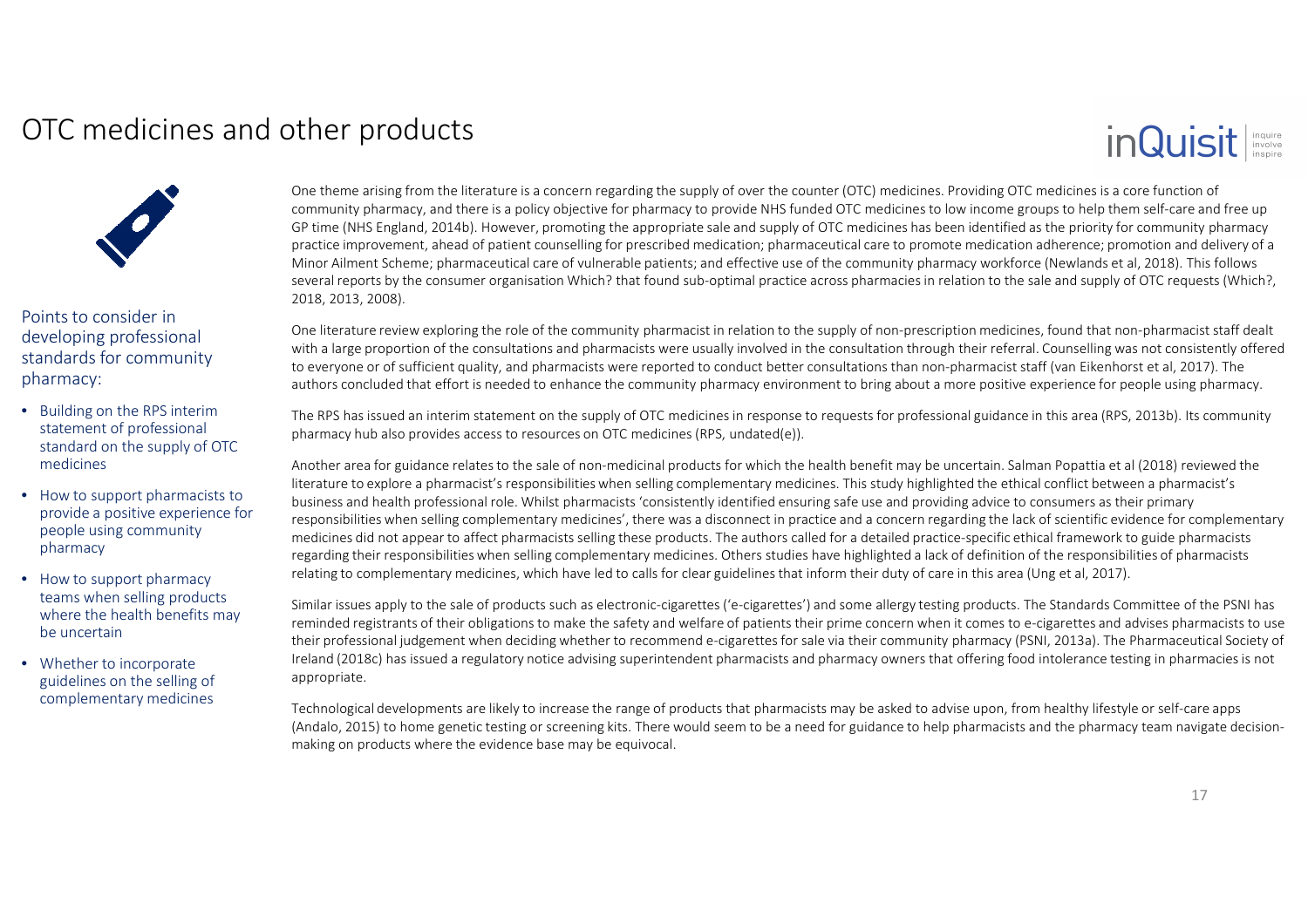# OTC medicines and other products

Points to consider in developing professional standards for community pharmacy:

- Building on the RPS interim statement of professional standard on the supply of OTC medicines
- How to support pharmacists to provide a positive experience for people using community pharmacy
- How to support pharmacy teams when selling products where the health benefits may be uncertain
- Whether to incorporate guidelines on the selling of complementary medicines

One theme arising from the literature is a concern regarding the supply of over the counter (OTC) medicines. Providing OTC medicines is a core function of community pharmacy, and there is a policy objective for pharmacy to provide NHS funded OTC medicines to low income groups to help them self-care and free up GP time (NHS England, 2014b). However, promoting the appropriate sale and supply of OTC medicines has been identified as the priority for community pharmacy practice improvement, ahead of patient counselling for prescribed medication; pharmaceutical care to promote medication adherence; promotion and delivery of a Minor Ailment Scheme; pharmaceutical care of vulnerable patients; and effective use of the community pharmacy workforce (Newlands et al, 2018). This follows several reports by the consumer organisation Which? that found sub-optimal practice across pharmacies in relation to the sale and supply of OTC requests (Which?, 2018, 2013, 2008).

One literature review exploring the role of the community pharmacist in relation to the supply of non-prescription medicines, found that non-pharmacist staff dealt with a large proportion of the consultations and pharmacists were usually involved in the consultation through their referral. Counselling was not consistently offered to everyone or of sufficient quality, and pharmacists were reported to conduct better consultations than non-pharmacist staff (van Eikenhorst et al, 2017). The authors concluded that effort is needed to enhance the community pharmacy environment to bring about a more positive experience for people using pharmacy.

The RPS has issued an interim statement on the supply of OTC medicines in response to requests for professional guidance in this area (RPS, 2013b). Its community pharmacy hub also provides access to resources on OTC medicines (RPS, undated(e)).

Another area for guidance relates to the sale of non-medicinal products for which the health benefit may be uncertain. Salman Popattia et al (2018) reviewed the literature to explore a pharmacist's responsibilities when selling complementary medicines. This study highlighted the ethical conflict between a pharmacist's business and health professional role. Whilst pharmacists 'consistently identified ensuring safe use and providing advice to consumers as their primary responsibilities when selling complementary medicines', there was a disconnect in practice and a concern regarding the lack of scientific evidence for complementary medicines did not appear to affect pharmacists selling these products. The authors called for a detailed practice-specific ethical framework to guide pharmacists regarding their responsibilities when selling complementary medicines. Others studies have highlighted a lack of definition of the responsibilities of pharmacists relating to complementary medicines, which have led to calls for clear guidelines that inform their duty of care in this area (Ung et al, 2017).

Similar issues apply to the sale of products such as electronic-cigarettes ('e-cigarettes') and some allergy testing products. The Standards Committee of the PSNI has reminded registrants of their obligations to make the safety and welfare of patients their prime concern when it comes to e-cigarettes and advises pharmacists to use their professional judgement when deciding whether to recommend e-cigarettes for sale via their community pharmacy (PSNI, 2013a). The Pharmaceutical Society of Ireland (2018c) has issued a regulatory notice advising superintendent pharmacists and pharmacy owners that offering food intolerance testing in pharmacies is not appropriate.

Technological developments are likely to increase the range of products that pharmacists may be asked to advise upon, from healthy lifestyle or self-care apps (Andalo, 2015) to home genetic testing or screening kits. There would seem to be a need for guidance to help pharmacists and the pharmacy team navigate decision-making on products where the evidence base may be equivocal.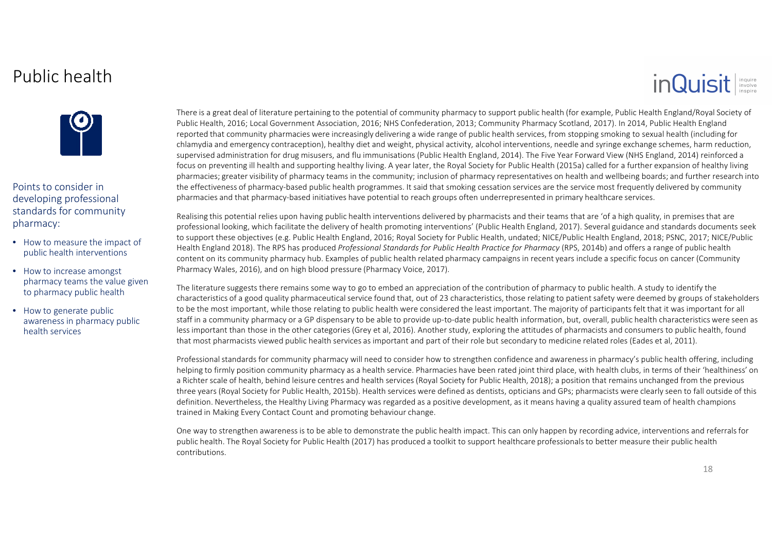# Public health

Points to consider in developing professional standards for community pharmacy:

- How to measure the impact of public health interventions
- How to increase amongst pharmacy teams the value given to pharmacy public health
- How to generate public awareness in pharmacy public health services

There is a great deal of literature pertaining to the potential of community pharmacy to support public health (for example, Public Health England/Royal Society of Public Health, 2016; Local Government Association, 2016; NHS Confederation, 2013; Community Pharmacy Scotland, 2017). In 2014, Public Health England reported that community pharmacies were increasingly delivering a wide range of public health services, from stopping smoking to sexual health (including for chlamydia and emergency contraception), healthy diet and weight, physical activity, alcohol interventions, needle and syringe exchange schemes, harm reduction, supervised administration for drug misusers, and flu immunisations (Public Health England, 2014). The Five Year Forward View (NHS England, 2014) reinforced a focus on preventing ill health and supporting healthy living. A year later, the Royal Society for Public Health (2015a) called for a further expansion of healthy living pharmacies; greater visibility of pharmacy teams in the community; inclusion of pharmacy representatives on health and wellbeing boards; and further research into the effectiveness of pharmacy-based public health programmes. It said that smoking cessation services are the service most frequently delivered by community pharmacies and that pharmacy-based initiatives have potential to reach groups often underrepresented in primary healthcare services.

Realising this potential relies upon having public health interventions delivered by pharmacists and their teams that are 'of a high quality, in premises that are professional looking, which facilitate the delivery of health promoting interventions' (Public Health England, 2017). Several guidance and standards documents seek to support these objectives (e.g. Public Health England, 2016; Royal Society for Public Health, undated; NICE/Public Health England, 2018; PSNC, 2017; NICE/Public Health England 2018). The RPS has produced *Professional Standards for Public Health Practice for Pharmacy* (RPS, 2014b) and offers a range of public health content on its community pharmacy hub. Examples of public health related pharmacy campaigns in recent years include a specific focus on cancer (Community Pharmacy Wales, 2016), and on high blood pressure (Pharmacy Voice, 2017).

The literature suggests there remains some way to go to embed an appreciation of the contribution of pharmacy to public health. A study to identify the characteristics of a good quality pharmaceutical service found that, out of 23 characteristics, those relating to patient safety were deemed by groups of stakeholders to be the most important, while those relating to public health were considered the least important. The majority of participants felt that it was important for all staff in a community pharmacy or a GP dispensary to be able to provide up-to-date public health information, but, overall, public health characteristics were seen as less important than those in the other categories (Grey et al, 2016). Another study, exploring the attitudes of pharmacists and consumers to public health, found that most pharmacists viewed public health services as important and part of their role but secondary to medicine related roles (Eades et al, 2011).

Professional standards for community pharmacy will need to consider how to strengthen confidence and awareness in pharmacy's public health offering, including helping to firmly position community pharmacy as a health service. Pharmacies have been rated joint third place, with health clubs, in terms of their 'healthiness' on a Richter scale of health, behind leisure centres and health services (Royal Society for Public Health, 2018); a position that remains unchanged from the previous three years (Royal Society for Public Health, 2015b). Health services were defined as dentists, opticians and GPs; pharmacists were clearly seen to fall outside of this definition. Nevertheless, the Healthy Living Pharmacy was regarded as a positive development, as it means having a quality assured team of health champions trained in Making Every Contact Count and promoting behaviour change.

One way to strengthen awareness is to be able to demonstrate the public health impact. This can only happen by recording advice, interventions and referrals for public health. The Royal Society for Public Health (2017) has produced a toolkit to support healthcare professionals to better measure their public health contributions.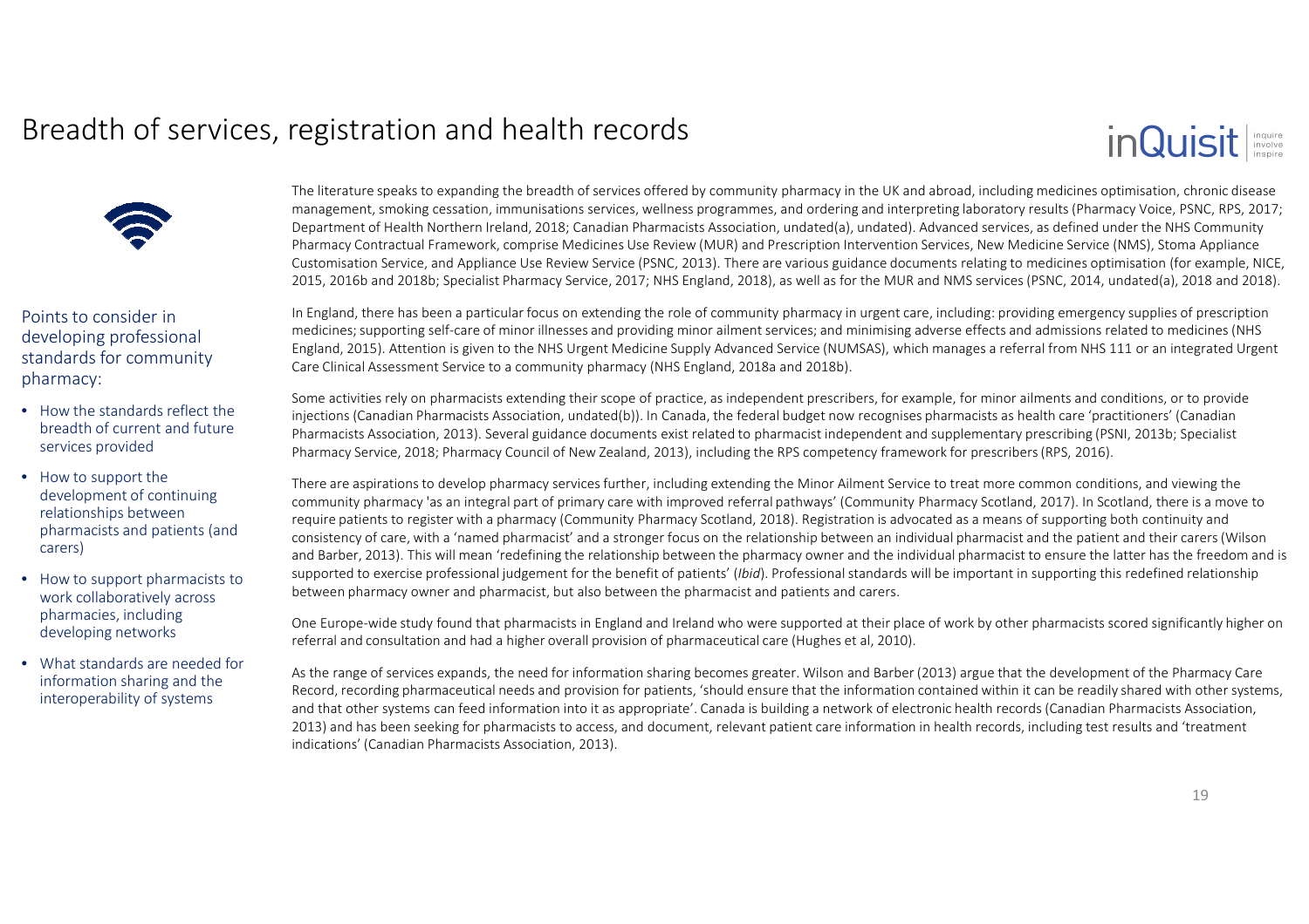# Breadth of services, registration and health records

Points to consider in developing professional standards for community pharmacy:

- How the standards reflect the breadth of current and future services provided
- How to support the development of continuing relationships between pharmacists and patients (and carers)
- How to support pharmacists to work collaboratively across pharmacies, including developing networks
- What standards are needed for information sharing and the interoperability of systems

The literature speaks to expanding the breadth of services offered by community pharmacy in the UK and abroad, including medicines optimisation, chronic disease management, smoking cessation, immunisations services, wellness programmes, and ordering and interpreting laboratory results (Pharmacy Voice, PSNC, RPS, 2017; Department of Health Northern Ireland, 2018; Canadian Pharmacists Association, undated(a), undated). Advanced services, as defined under the NHS Community Pharmacy Contractual Framework, comprise Medicines Use Review (MUR) and Prescription Intervention Services, New Medicine Service (NMS), Stoma Appliance Customisation Service, and Appliance Use Review Service (PSNC, 2013). There are various guidance documents relating to medicines optimisation (for example, NICE, 2015, 2016b and 2018b; Specialist Pharmacy Service, 2017; NHS England, 2018), as well as for the MUR and NMS services (PSNC, 2014, undated(a), 2018 and 2018).

In England, there has been a particular focus on extending the role of community pharmacy in urgent care, including: providing emergency supplies of prescription medicines; supporting self-care of minor illnesses and providing minor ailment services; and minimising adverse effects and admissions related to medicines (NHS England, 2015). Attention is given to the NHS Urgent Medicine Supply Advanced Service (NUMSAS), which manages a referral from NHS 111 or an integrated Urgent Care Clinical Assessment Service to a community pharmacy (NHS England, 2018a and 2018b).

Some activities rely on pharmacists extending their scope of practice, as independent prescribers, for example, for minor ailments and conditions, or to provide injections (Canadian Pharmacists Association, undated(b)). In Canada, the federal budget now recognises pharmacists as health care 'practitioners' (Canadian Pharmacists Association, 2013). Several guidance documents exist related to pharmacist independent and supplementary prescribing (PSNI, 2013b; Specialist Pharmacy Service, 2018; Pharmacy Council of New Zealand, 2013), including the RPS competency framework for prescribers (RPS, 2016).

There are aspirations to develop pharmacy services further, including extending the Minor Ailment Service to treat more common conditions, and viewing the community pharmacy 'as an integral part of primary care with improved referral pathways' (Community Pharmacy Scotland, 2017). In Scotland, there is a move to require patients to register with a pharmacy (Community Pharmacy Scotland, 2018). Registration is advocated as a means of supporting both continuity and consistency of care, with a 'named pharmacist' and a stronger focus on the relationship between an individual pharmacist and the patient and their carers (Wilson and Barber, 2013). This will mean 'redefining the relationship between the pharmacy owner and the individual pharmacist to ensure the latter has the freedom and is supported to exercise professional judgement for the benefit of patients' (*Ibid*). Professional standards will be important in supporting this redefined relationship between pharmacy owner and pharmacist, but also between the pharmacist and patients and carers.

One Europe-wide study found that pharmacists in England and Ireland who were supported at their place of work by other pharmacists scored significantly higher on referral and consultation and had a higher overall provision of pharmaceutical care (Hughes et al, 2010).

As the range of services expands, the need for information sharing becomes greater. Wilson and Barber (2013) argue that the development of the Pharmacy Care Record, recording pharmaceutical needs and provision for patients, 'should ensure that the information contained within it can be readily shared with other systems, and that other systems can feed information into it as appropriate'. Canada is building a network of electronic health records (Canadian Pharmacists Association, 2013) and has been seeking for pharmacists to access, and document, relevant patient care information in health records, including test results and 'treatment indications' (Canadian Pharmacists Association, 2013).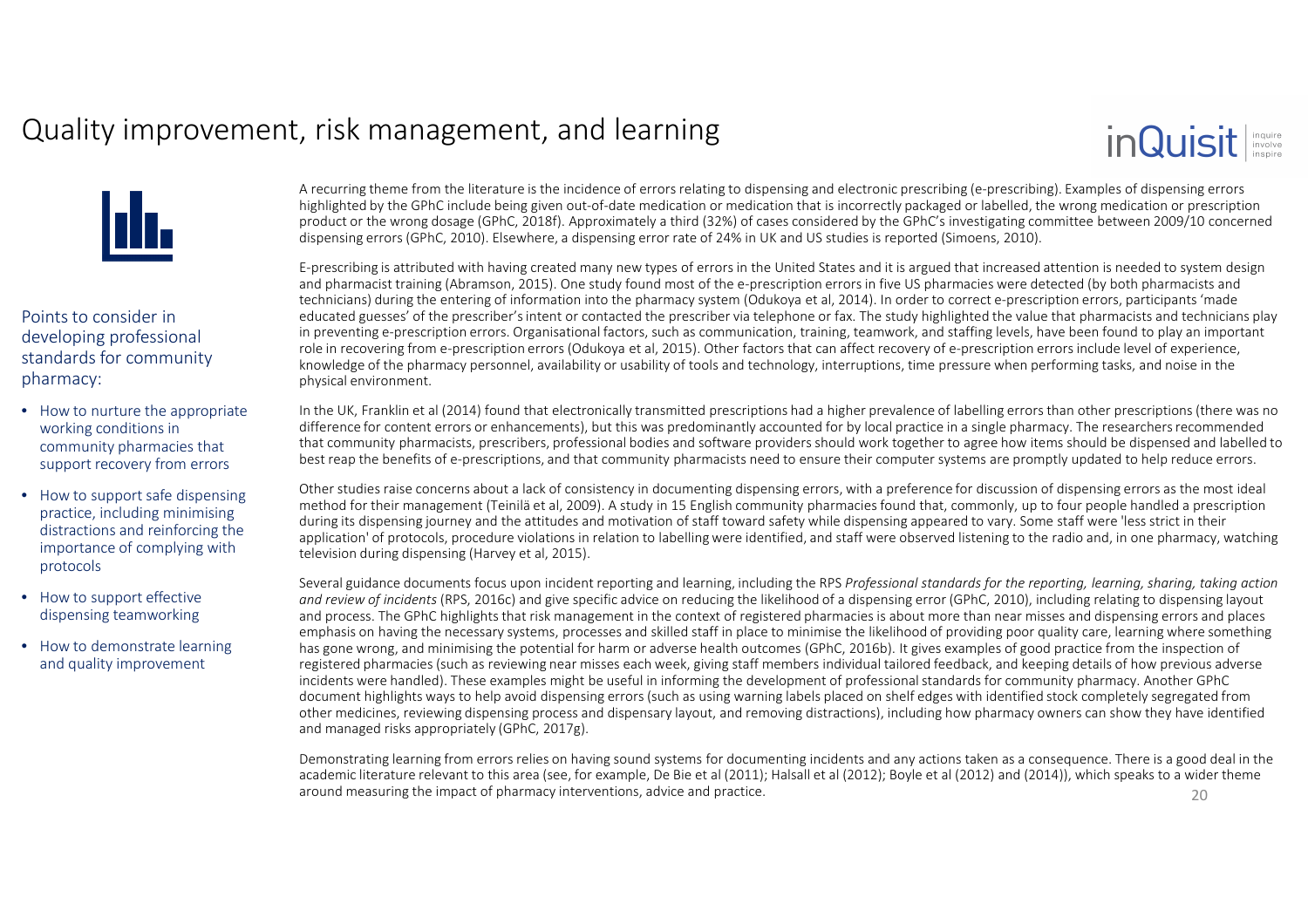# Quality improvement, risk management, and learning

Points to consider in developing professional standards for community pharmacy:

- How to nurture the appropriate working conditions in community pharmacies that support recovery from errors
- How to support safe dispensing practice, including minimising distractions and reinforcing the importance of complying with protocols
- How to support effective dispensing teamworking
- How to demonstrate learning and quality improvement

A recurring theme from the literature is the incidence of errors relating to dispensing and electronic prescribing (e-prescribing). Examples of dispensing errors highlighted by the GPhC include being given out-of-date medication or medication that is incorrectly packaged or labelled, the wrong medication or prescription product or the wrong dosage (GPhC, 2018f). Approximately a third (32%) of cases considered by the GPhC's investigating committee between 2009/10 concerned dispensing errors (GPhC, 2010). Elsewhere, a dispensing error rate of 24% in UK and US studies is reported (Simoens, 2010).

E-prescribing is attributed with having created many new types of errors in the United States and it is argued that increased attention is needed to system design and pharmacist training (Abramson, 2015). One study found most of the e-prescription errors in five US pharmacies were detected (by both pharmacists and technicians) during the entering of information into the pharmacy system (Odukoya et al, 2014). In order to correct e-prescription errors, participants 'made educated guesses' of the prescriber's intent or contacted the prescriber via telephone or fax. The study highlighted the value that pharmacists and technicians play in preventing e-prescription errors. Organisational factors, such as communication, training, teamwork, and staffing levels, have been found to play an important role in recovering from e-prescription errors (Odukoya et al, 2015). Other factors that can affect recovery of e-prescription errors include level of experience, knowledge of the pharmacy personnel, availability or usability of tools and technology, interruptions, time pressure when performing tasks, and noise in the physical environment.

In the UK, Franklin et al (2014) found that electronically transmitted prescriptions had a higher prevalence of labelling errors than other prescriptions (there was no difference for content errors or enhancements), but this was predominantly accounted for by local practice in a single pharmacy. The researchers recommended that community pharmacists, prescribers, professional bodies and software providers should work together to agree how items should be dispensed and labelled to best reap the benefits of e-prescriptions, and that community pharmacists need to ensure their computer systems are promptly updated to help reduce errors.

Other studies raise concerns about a lack of consistency in documenting dispensing errors, with a preference for discussion of dispensing errors as the most ideal method for their management (Teinilä et al, 2009). A study in 15 English community pharmacies found that, commonly, up to four people handled a prescription during its dispensing journey and the attitudes and motivation of staff toward safety while dispensing appeared to vary. Some staff were 'less strict in their application' of protocols, procedure violations in relation to labelling were identified, and staff were observed listening to the radio and, in one pharmacy, watching television during dispensing (Harvey et al, 2015).

Several guidance documents focus upon incident reporting and learning, including the RPS *Professional standards for the reporting, learning, sharing, taking action and review of incidents* (RPS, 2016c) and give specific advice on reducing the likelihood of a dispensing error (GPhC, 2010), including relating to dispensing layout and process. The GPhC highlights that risk management in the context of registered pharmacies is about more than near misses and dispensing errors and places emphasis on having the necessary systems, processes and skilled staff in place to minimise the likelihood of providing poor quality care, learning where something has gone wrong, and minimising the potential for harm or adverse health outcomes (GPhC, 2016b). It gives examples of good practice from the inspection of registered pharmacies (such as reviewing near misses each week, giving staff members individual tailored feedback, and keeping details of how previous adverse incidents were handled). These examples might be useful in informing the development of professional standards for community pharmacy. Another GPhC document highlights ways to help avoid dispensing errors (such as using warning labels placed on shelf edges with identified stock completely segregated from other medicines, reviewing dispensing process and dispensary layout, and removing distractions), including how pharmacy owners can show they have identified and managed risks appropriately (GPhC, 2017g).

Demonstrating learning from errors relies on having sound systems for documenting incidents and any actions taken as a consequence. There is a good deal in the academic literature relevant to this area (see, for example, De Bie et al (2011); Halsall et al (2012); Boyle et al (2012) and (2014)), which speaks to a wider theme around measuring the impact of pharmacy interventions, advice and practice.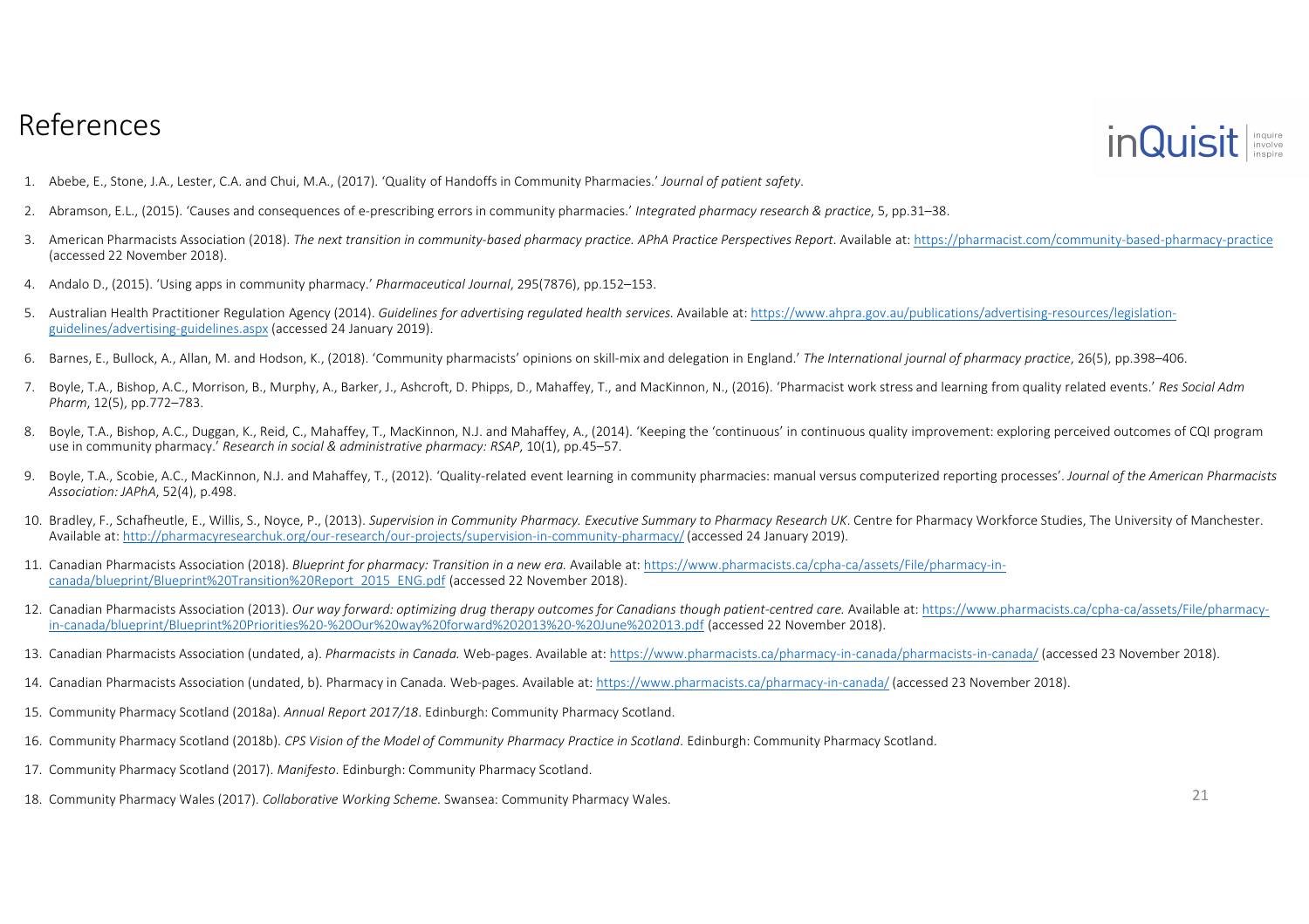# References

1. Abebe, E., Stone, J.A., Lester, C.A. and Chui, M.A., (2017). 'Quality of Handoffs in Community Pharmacies.' *Journal of patient safety*.
2. Abramson, E.L., (2015). 'Causes and consequences of e-prescribing errors in community pharmacies.' *Integrated pharmacy research & practice*, 5, pp.31–38.
3. American Pharmacists Association (2018). *The next transition in community-based pharmacy practice. APhA Practice Perspectives Report*. Available at: https://pharmacist.com/community-based-pharmacy-practice (accessed 22 November 2018).
4. Andalo D., (2015). 'Using apps in community pharmacy.' *Pharmaceutical Journal*, 295(7876), pp.152–153.
5. Australian Health Practitioner Regulation Agency (2014). *Guidelines for advertising regulated health services.* Available at: https://www.ahpra.gov.au/publications/advertising-resources/legislation-guidelines/advertising-guidelines.aspx (accessed 24 January 2019).
6. Barnes, E., Bullock, A., Allan, M. and Hodson, K., (2018). 'Community pharmacists' opinions on skill-mix and delegation in England.' *The International journal of pharmacy practice*, 26(5), pp.398–406.
7. Boyle, T.A., Bishop, A.C., Morrison, B., Murphy, A., Barker, J., Ashcroft, D. Phipps, D., Mahaffey, T., and MacKinnon, N., (2016). 'Pharmacist work stress and learning from quality related events.' *Res Social Adm Pharm*, 12(5), pp.772–783.
8. Boyle, T.A., Bishop, A.C., Duggan, K., Reid, C., Mahaffey, T., MacKinnon, N.J. and Mahaffey, A., (2014). 'Keeping the 'continuous' in continuous quality improvement: exploring perceived outcomes of CQI program use in community pharmacy.' *Research in social & administrative pharmacy: RSAP*, 10(1), pp.45–57.
9. Boyle, T.A., Scobie, A.C., MacKinnon, N.J. and Mahaffey, T., (2012). 'Quality-related event learning in community pharmacies: manual versus computerized reporting processes'. *Journal of the American Pharmacists Association: JAPhA*, 52(4), p.498.
10. Bradley, F., Schafheutle, E., Willis, S., Noyce, P., (2013). *Supervision in Community Pharmacy. Executive Summary to Pharmacy Research UK*. Centre for Pharmacy Workforce Studies, The University of Manchester. Available at: http://pharmacyresearchuk.org/our-research/our-projects/supervision-in-community-pharmacy/ (accessed 24 January 2019).
11. Canadian Pharmacists Association (2018). *Blueprint for pharmacy: Transition in a new era.* Available at: https://www.pharmacists.ca/cpha-ca/assets/File/pharmacy-in-canada/blueprint/Blueprint%20Transition%20Report_2015_ENG.pdf (accessed 22 November 2018).
12. Canadian Pharmacists Association (2013). *Our way forward: optimizing drug therapy outcomes for Canadians though patient-centred care.* Available at: https://www.pharmacists.ca/cpha-ca/assets/File/pharmacy-in-canada/blueprint/Blueprint%20Priorities%20-%20Our%20way%20forward%202013%20-%20June%202013.pdf (accessed 22 November 2018).
13. Canadian Pharmacists Association (undated, a). *Pharmacists in Canada.* Web-pages. Available at: https://www.pharmacists.ca/pharmacy-in-canada/pharmacists-in-canada/ (accessed 23 November 2018).
14. Canadian Pharmacists Association (undated, b). Pharmacy in Canada. Web-pages. Available at: https://www.pharmacists.ca/pharmacy-in-canada/ (accessed 23 November 2018).
15. Community Pharmacy Scotland (2018a). *Annual Report 2017/18*. Edinburgh: Community Pharmacy Scotland.
16. Community Pharmacy Scotland (2018b). *CPS Vision of the Model of Community Pharmacy Practice in Scotland*. Edinburgh: Community Pharmacy Scotland.
17. Community Pharmacy Scotland (2017). *Manifesto*. Edinburgh: Community Pharmacy Scotland.
18. Community Pharmacy Wales (2017). *Collaborative Working Scheme.* Swansea: Community Pharmacy Wales.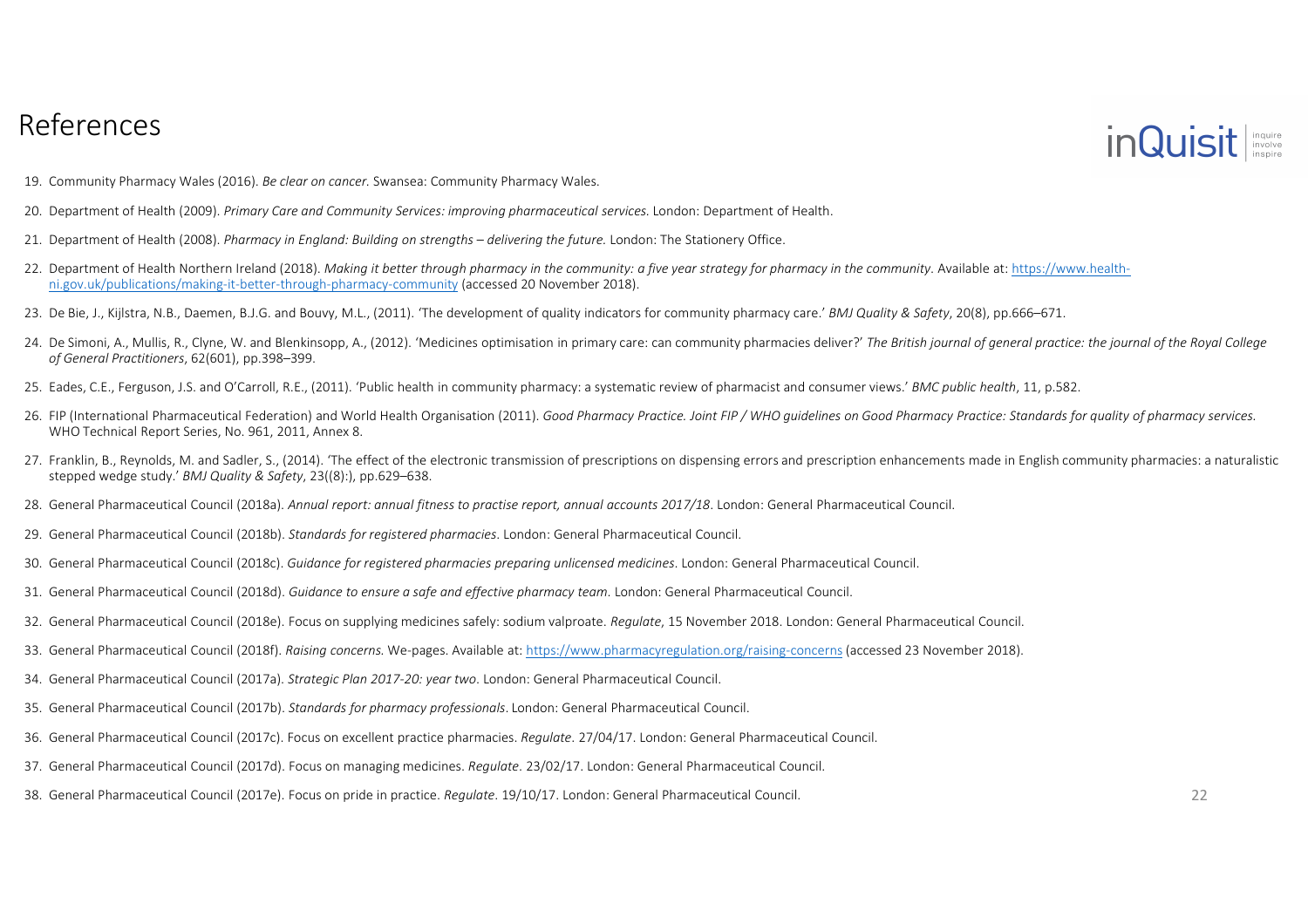# References

19. Community Pharmacy Wales (2016). *Be clear on cancer.* Swansea: Community Pharmacy Wales.

20. Department of Health (2009). *Primary Care and Community Services: improving pharmaceutical services.* London: Department of Health.

21. Department of Health (2008). *Pharmacy in England: Building on strengths – delivering the future.* London: The Stationery Office.

22. Department of Health Northern Ireland (2018). *Making it better through pharmacy in the community: a five year strategy for pharmacy in the community*. Available at: https://www.health-ni.gov.uk/publications/making-it-better-through-pharmacy-community (accessed 20 November 2018).

23. De Bie, J., Kijlstra, N.B., Daemen, B.J.G. and Bouvy, M.L., (2011). 'The development of quality indicators for community pharmacy care.' *BMJ Quality & Safety*, 20(8), pp.666–671.

24. De Simoni, A., Mullis, R., Clyne, W. and Blenkinsopp, A., (2012). 'Medicines optimisation in primary care: can community pharmacies deliver?' *The British journal of general practice: the journal of the Royal College of General Practitioners*, 62(601), pp.398–399.

25. Eades, C.E., Ferguson, J.S. and O'Carroll, R.E., (2011). 'Public health in community pharmacy: a systematic review of pharmacist and consumer views.' *BMC public health*, 11, p.582.

26. FIP (International Pharmaceutical Federation) and World Health Organisation (2011). *Good Pharmacy Practice. Joint FIP / WHO guidelines on Good Pharmacy Practice: Standards for quality of pharmacy services.* WHO Technical Report Series, No. 961, 2011, Annex 8.

27. Franklin, B., Reynolds, M. and Sadler, S., (2014). 'The effect of the electronic transmission of prescriptions on dispensing errors and prescription enhancements made in English community pharmacies: a naturalistic stepped wedge study.' *BMJ Quality & Safety*, 23((8):), pp.629–638.

28. General Pharmaceutical Council (2018a). *Annual report: annual fitness to practise report, annual accounts 2017/18*. London: General Pharmaceutical Council.

29. General Pharmaceutical Council (2018b). *Standards for registered pharmacies*. London: General Pharmaceutical Council.

30. General Pharmaceutical Council (2018c). *Guidance for registered pharmacies preparing unlicensed medicines*. London: General Pharmaceutical Council.

31. General Pharmaceutical Council (2018d). *Guidance to ensure a safe and effective pharmacy team*. London: General Pharmaceutical Council.

32. General Pharmaceutical Council (2018e). Focus on supplying medicines safely: sodium valproate. *Regulate*, 15 November 2018. London: General Pharmaceutical Council.

33. General Pharmaceutical Council (2018f). *Raising concerns.* We-pages. Available at: https://www.pharmacyregulation.org/raising-concerns (accessed 23 November 2018).

34. General Pharmaceutical Council (2017a). *Strategic Plan 2017-20: year two*. London: General Pharmaceutical Council.

35. General Pharmaceutical Council (2017b). *Standards for pharmacy professionals*. London: General Pharmaceutical Council.

36. General Pharmaceutical Council (2017c). Focus on excellent practice pharmacies. *Regulate*. 27/04/17. London: General Pharmaceutical Council.

37. General Pharmaceutical Council (2017d). Focus on managing medicines. *Regulate*. 23/02/17. London: General Pharmaceutical Council.

38. General Pharmaceutical Council (2017e). Focus on pride in practice. *Regulate*. 19/10/17. London: General Pharmaceutical Council.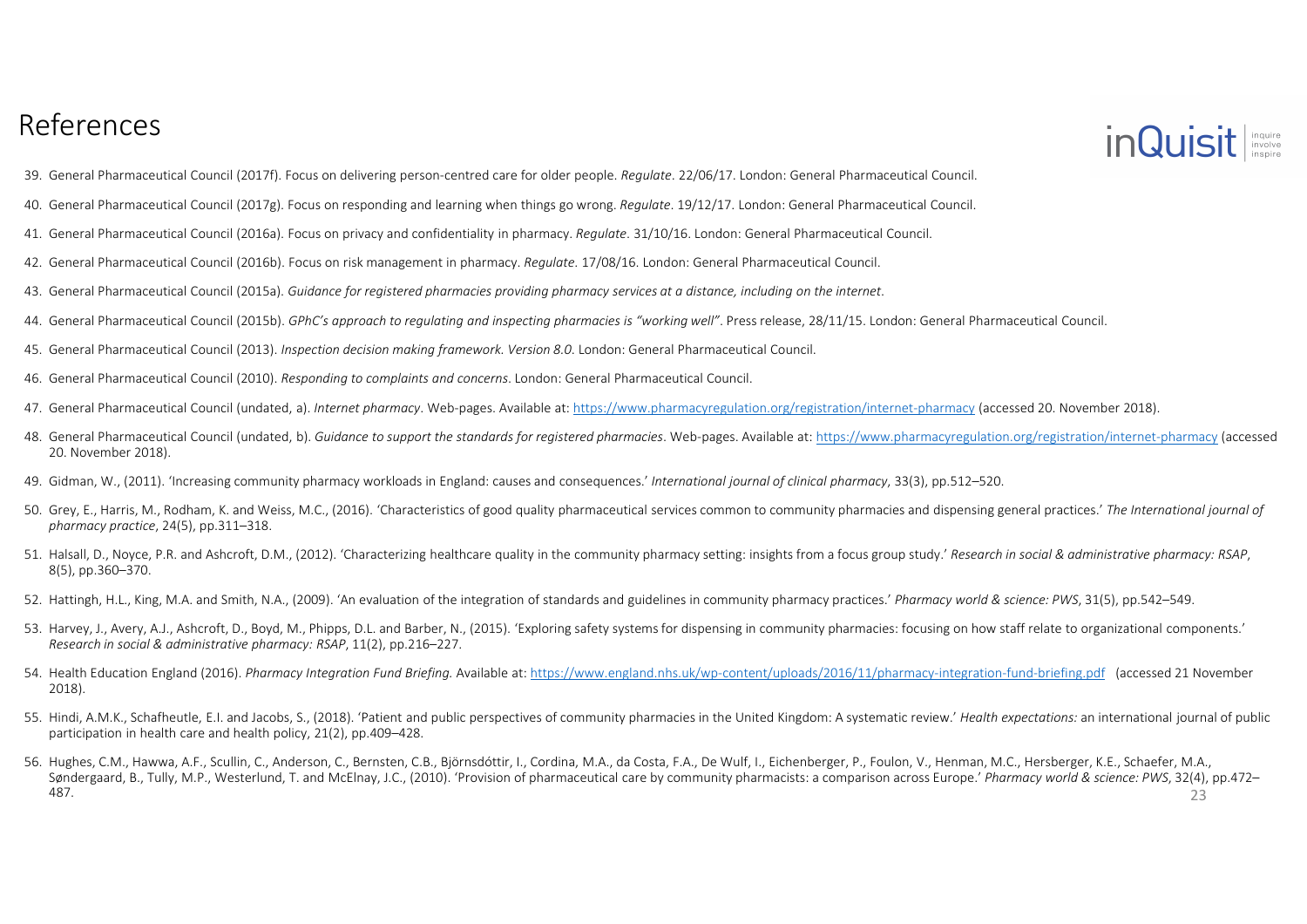# References

39. General Pharmaceutical Council (2017f). Focus on delivering person-centred care for older people. *Regulate*. 22/06/17. London: General Pharmaceutical Council.

40. General Pharmaceutical Council (2017g). Focus on responding and learning when things go wrong. *Regulate*. 19/12/17. London: General Pharmaceutical Council.

41. General Pharmaceutical Council (2016a). Focus on privacy and confidentiality in pharmacy. *Regulate*. 31/10/16. London: General Pharmaceutical Council.

42. General Pharmaceutical Council (2016b). Focus on risk management in pharmacy. *Regulate*. 17/08/16. London: General Pharmaceutical Council.

43. General Pharmaceutical Council (2015a). *Guidance for registered pharmacies providing pharmacy services at a distance, including on the internet*.

44. General Pharmaceutical Council (2015b). *GPhC's approach to regulating and inspecting pharmacies is "working well"*. Press release, 28/11/15. London: General Pharmaceutical Council.

45. General Pharmaceutical Council (2013). *Inspection decision making framework. Version 8.0*. London: General Pharmaceutical Council.

46. General Pharmaceutical Council (2010). *Responding to complaints and concerns*. London: General Pharmaceutical Council.

47. General Pharmaceutical Council (undated, a). *Internet pharmacy*. Web-pages. Available at: https://www.pharmacyregulation.org/registration/internet-pharmacy (accessed 20. November 2018).

48. General Pharmaceutical Council (undated, b). *Guidance to support the standards for registered pharmacies*. Web-pages. Available at: https://www.pharmacyregulation.org/registration/internet-pharmacy (accessed 20. November 2018).

49. Gidman, W., (2011). 'Increasing community pharmacy workloads in England: causes and consequences.' *International journal of clinical pharmacy*, 33(3), pp.512–520.

50. Grey, E., Harris, M., Rodham, K. and Weiss, M.C., (2016). 'Characteristics of good quality pharmaceutical services common to community pharmacies and dispensing general practices.' *The International journal of pharmacy practice*, 24(5), pp.311–318.

51. Halsall, D., Noyce, P.R. and Ashcroft, D.M., (2012). 'Characterizing healthcare quality in the community pharmacy setting: insights from a focus group study.' *Research in social & administrative pharmacy: RSAP*, 8(5), pp.360–370.

52. Hattingh, H.L., King, M.A. and Smith, N.A., (2009). 'An evaluation of the integration of standards and guidelines in community pharmacy practices.' *Pharmacy world & science: PWS*, 31(5), pp.542–549.

53. Harvey, J., Avery, A.J., Ashcroft, D., Boyd, M., Phipps, D.L. and Barber, N., (2015). 'Exploring safety systems for dispensing in community pharmacies: focusing on how staff relate to organizational components.' *Research in social & administrative pharmacy: RSAP*, 11(2), pp.216–227.

54. Health Education England (2016). *Pharmacy Integration Fund Briefing.* Available at: https://www.england.nhs.uk/wp-content/uploads/2016/11/pharmacy-integration-fund-briefing.pdf (accessed 21 November 2018).

55. Hindi, A.M.K., Schafheutle, E.I. and Jacobs, S., (2018). 'Patient and public perspectives of community pharmacies in the United Kingdom: A systematic review.' *Health expectations:* an international journal of public participation in health care and health policy, 21(2), pp.409–428.

56. Hughes, C.M., Hawwa, A.F., Scullin, C., Anderson, C., Bernsten, C.B., Björnsdóttir, I., Cordina, M.A., da Costa, F.A., De Wulf, I., Eichenberger, P., Foulon, V., Henman, M.C., Hersberger, K.E., Schaefer, M.A., Søndergaard, B., Tully, M.P., Westerlund, T. and McElnay, J.C., (2010). 'Provision of pharmaceutical care by community pharmacists: a comparison across Europe.' *Pharmacy world & science: PWS*, 32(4), pp.472–487.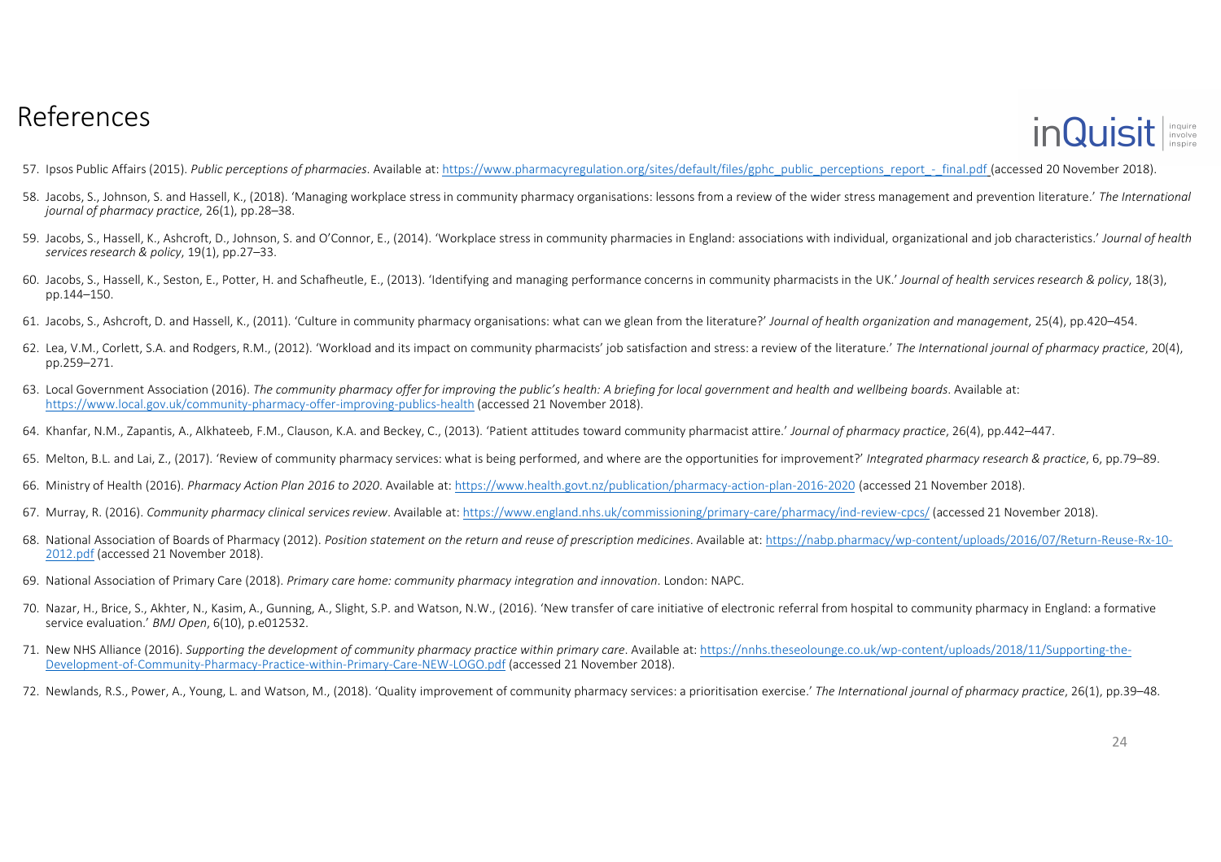# References

57. Ipsos Public Affairs (2015). *Public perceptions of pharmacies*. Available at: https://www.pharmacyregulation.org/sites/default/files/gphc_public_perceptions_report_-_final.pdf (accessed 20 November 2018).

58. Jacobs, S., Johnson, S. and Hassell, K., (2018). 'Managing workplace stress in community pharmacy organisations: lessons from a review of the wider stress management and prevention literature.' *The International journal of pharmacy practice*, 26(1), pp.28–38.

59. Jacobs, S., Hassell, K., Ashcroft, D., Johnson, S. and O'Connor, E., (2014). 'Workplace stress in community pharmacies in England: associations with individual, organizational and job characteristics.' *Journal of health services research & policy*, 19(1), pp.27–33.

60. Jacobs, S., Hassell, K., Seston, E., Potter, H. and Schafheutle, E., (2013). 'Identifying and managing performance concerns in community pharmacists in the UK.' *Journal of health services research & policy*, 18(3), pp.144–150.

61. Jacobs, S., Ashcroft, D. and Hassell, K., (2011). 'Culture in community pharmacy organisations: what can we glean from the literature?' *Journal of health organization and management*, 25(4), pp.420–454.

62. Lea, V.M., Corlett, S.A. and Rodgers, R.M., (2012). 'Workload and its impact on community pharmacists' job satisfaction and stress: a review of the literature.' *The International journal of pharmacy practice*, 20(4), pp.259–271.

63. Local Government Association (2016). *The community pharmacy offer for improving the public's health: A briefing for local government and health and wellbeing boards*. Available at: https://www.local.gov.uk/community-pharmacy-offer-improving-publics-health (accessed 21 November 2018).

64. Khanfar, N.M., Zapantis, A., Alkhateeb, F.M., Clauson, K.A. and Beckey, C., (2013). 'Patient attitudes toward community pharmacist attire.' *Journal of pharmacy practice*, 26(4), pp.442–447.

65. Melton, B.L. and Lai, Z., (2017). 'Review of community pharmacy services: what is being performed, and where are the opportunities for improvement?' *Integrated pharmacy research & practice*, 6, pp.79–89.

66. Ministry of Health (2016). *Pharmacy Action Plan 2016 to 2020*. Available at: https://www.health.govt.nz/publication/pharmacy-action-plan-2016-2020 (accessed 21 November 2018).

67. Murray, R. (2016). *Community pharmacy clinical services review*. Available at: https://www.england.nhs.uk/commissioning/primary-care/pharmacy/ind-review-cpcs/ (accessed 21 November 2018).

68. National Association of Boards of Pharmacy (2012). *Position statement on the return and reuse of prescription medicines*. Available at: https://nabp.pharmacy/wp-content/uploads/2016/07/Return-Reuse-Rx-10-2012.pdf (accessed 21 November 2018).

69. National Association of Primary Care (2018). *Primary care home: community pharmacy integration and innovation*. London: NAPC.

70. Nazar, H., Brice, S., Akhter, N., Kasim, A., Gunning, A., Slight, S.P. and Watson, N.W., (2016). 'New transfer of care initiative of electronic referral from hospital to community pharmacy in England: a formative service evaluation.' *BMJ Open*, 6(10), p.e012532.

71. New NHS Alliance (2016). *Supporting the development of community pharmacy practice within primary care*. Available at: https://nnhs.theseolounge.co.uk/wp-content/uploads/2018/11/Supporting-the-Development-of-Community-Pharmacy-Practice-within-Primary-Care-NEW-LOGO.pdf (accessed 21 November 2018).

72. Newlands, R.S., Power, A., Young, L. and Watson, M., (2018). 'Quality improvement of community pharmacy services: a prioritisation exercise.' *The International journal of pharmacy practice*, 26(1), pp.39–48.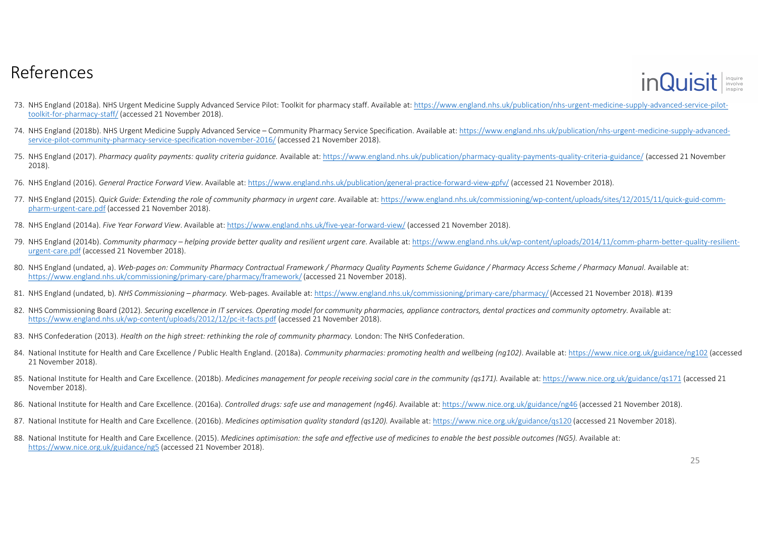# References

73. NHS England (2018a). NHS Urgent Medicine Supply Advanced Service Pilot: Toolkit for pharmacy staff. Available at: https://www.england.nhs.uk/publication/nhs-urgent-medicine-supply-advanced-service-pilot-toolkit-for-pharmacy-staff/ (accessed 21 November 2018).

74. NHS England (2018b). NHS Urgent Medicine Supply Advanced Service – Community Pharmacy Service Specification. Available at: https://www.england.nhs.uk/publication/nhs-urgent-medicine-supply-advanced-service-pilot-community-pharmacy-service-specification-november-2016/ (accessed 21 November 2018).

75. NHS England (2017). *Pharmacy quality payments: quality criteria guidance.* Available at: https://www.england.nhs.uk/publication/pharmacy-quality-payments-quality-criteria-guidance/ (accessed 21 November 2018).

76. NHS England (2016). *General Practice Forward View*. Available at: https://www.england.nhs.uk/publication/general-practice-forward-view-gpfv/ (accessed 21 November 2018).

77. NHS England (2015). *Quick Guide: Extending the role of community pharmacy in urgent care*. Available at: https://www.england.nhs.uk/commissioning/wp-content/uploads/sites/12/2015/11/quick-guid-comm-pharm-urgent-care.pdf (accessed 21 November 2018).

78. NHS England (2014a). *Five Year Forward View*. Available at: https://www.england.nhs.uk/five-year-forward-view/ (accessed 21 November 2018).

79. NHS England (2014b). *Community pharmacy – helping provide better quality and resilient urgent care*. Available at: https://www.england.nhs.uk/wp-content/uploads/2014/11/comm-pharm-better-quality-resilient-urgent-care.pdf (accessed 21 November 2018).

80. NHS England (undated, a). *Web-pages on: Community Pharmacy Contractual Framework / Pharmacy Quality Payments Scheme Guidance / Pharmacy Access Scheme / Pharmacy Manual*. Available at: https://www.england.nhs.uk/commissioning/primary-care/pharmacy/framework/ (accessed 21 November 2018).

81. NHS England (undated, b). *NHS Commissioning – pharmacy.* Web-pages. Available at: https://www.england.nhs.uk/commissioning/primary-care/pharmacy/ (Accessed 21 November 2018). #139

82. NHS Commissioning Board (2012). *Securing excellence in IT services. Operating model for community pharmacies, appliance contractors, dental practices and community optometry*. Available at: https://www.england.nhs.uk/wp-content/uploads/2012/12/pc-it-facts.pdf (accessed 21 November 2018).

83. NHS Confederation (2013). *Health on the high street: rethinking the role of community pharmacy.* London: The NHS Confederation.

84. National Institute for Health and Care Excellence / Public Health England. (2018a). *Community pharmacies: promoting health and wellbeing (ng102)*. Available at: https://www.nice.org.uk/guidance/ng102 (accessed 21 November 2018).

85. National Institute for Health and Care Excellence. (2018b). *Medicines management for people receiving social care in the community (qs171).* Available at: https://www.nice.org.uk/guidance/qs171 (accessed 21 November 2018).

86. National Institute for Health and Care Excellence. (2016a). *Controlled drugs: safe use and management (ng46)*. Available at: https://www.nice.org.uk/guidance/ng46 (accessed 21 November 2018).

87. National Institute for Health and Care Excellence. (2016b). *Medicines optimisation quality standard (qs120).* Available at: https://www.nice.org.uk/guidance/qs120 (accessed 21 November 2018).

88. National Institute for Health and Care Excellence. (2015). *Medicines optimisation: the safe and effective use of medicines to enable the best possible outcomes (NG5).* Available at: https://www.nice.org.uk/guidance/ng5 (accessed 21 November 2018).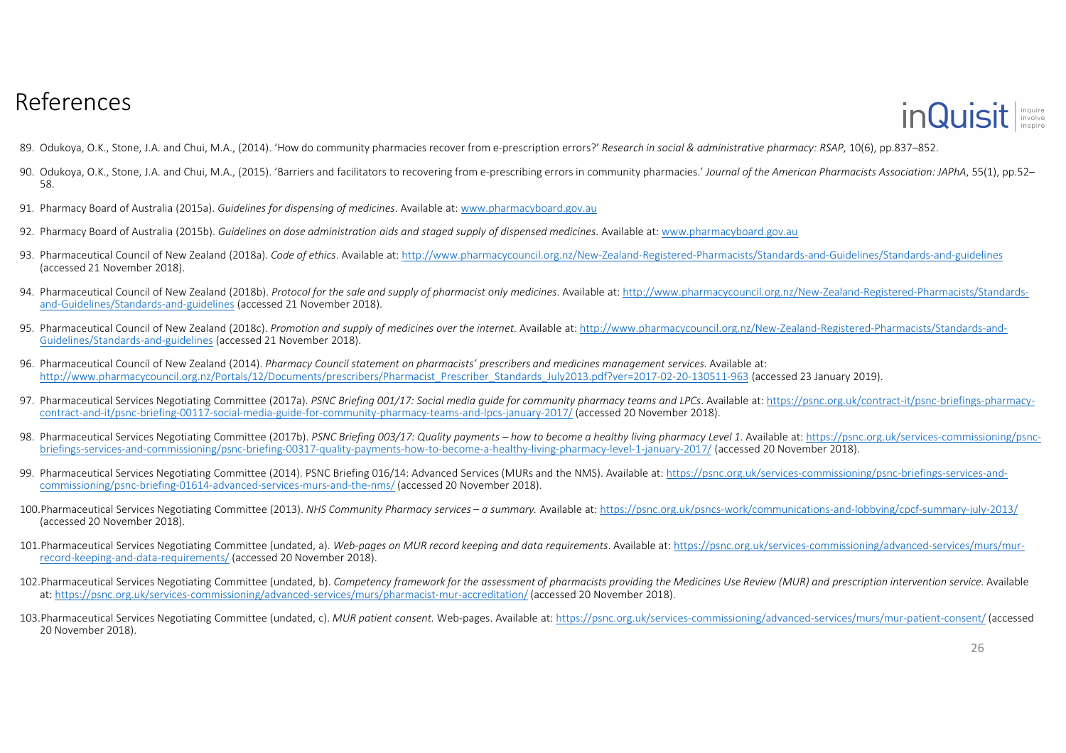# References

89. Odukoya, O.K., Stone, J.A. and Chui, M.A., (2014). 'How do community pharmacies recover from e-prescription errors?' *Research in social & administrative pharmacy: RSAP*, 10(6), pp.837–852.

90. Odukoya, O.K., Stone, J.A. and Chui, M.A., (2015). 'Barriers and facilitators to recovering from e-prescribing errors in community pharmacies.' *Journal of the American Pharmacists Association: JAPhA*, 55(1), pp.52–58.

91. Pharmacy Board of Australia (2015a). *Guidelines for dispensing of medicines*. Available at: www.pharmacyboard.gov.au

92. Pharmacy Board of Australia (2015b). *Guidelines on dose administration aids and staged supply of dispensed medicines*. Available at: www.pharmacyboard.gov.au

93. Pharmaceutical Council of New Zealand (2018a). *Code of ethics*. Available at: http://www.pharmacycouncil.org.nz/New-Zealand-Registered-Pharmacists/Standards-and-Guidelines/Standards-and-guidelines (accessed 21 November 2018).

94. Pharmaceutical Council of New Zealand (2018b). *Protocol for the sale and supply of pharmacist only medicines*. Available at: http://www.pharmacycouncil.org.nz/New-Zealand-Registered-Pharmacists/Standards-and-Guidelines/Standards-and-guidelines (accessed 21 November 2018).

95. Pharmaceutical Council of New Zealand (2018c). *Promotion and supply of medicines over the internet*. Available at: http://www.pharmacycouncil.org.nz/New-Zealand-Registered-Pharmacists/Standards-and-Guidelines/Standards-and-guidelines (accessed 21 November 2018).

96. Pharmaceutical Council of New Zealand (2014). *Pharmacy Council statement on pharmacists' prescribers and medicines management services.* Available at: http://www.pharmacycouncil.org.nz/Portals/12/Documents/prescribers/Pharmacist_Prescriber_Standards_July2013.pdf?ver=2017-02-20-130511-963 (accessed 23 January 2019).

97. Pharmaceutical Services Negotiating Committee (2017a). *PSNC Briefing 001/17: Social media guide for community pharmacy teams and LPCs*. Available at: https://psnc.org.uk/contract-it/psnc-briefings-pharmacy-contract-and-it/psnc-briefing-00117-social-media-guide-for-community-pharmacy-teams-and-lpcs-january-2017/ (accessed 20 November 2018).

98. Pharmaceutical Services Negotiating Committee (2017b). *PSNC Briefing 003/17: Quality payments – how to become a healthy living pharmacy Level 1*. Available at: https://psnc.org.uk/services-commissioning/psnc-briefings-services-and-commissioning/psnc-briefing-00317-quality-payments-how-to-become-a-healthy-living-pharmacy-level-1-january-2017/ (accessed 20 November 2018).

99. Pharmaceutical Services Negotiating Committee (2014). PSNC Briefing 016/14: Advanced Services (MURs and the NMS). Available at: https://psnc.org.uk/services-commissioning/psnc-briefings-services-and-commissioning/psnc-briefing-01614-advanced-services-murs-and-the-nms/ (accessed 20 November 2018).

100. Pharmaceutical Services Negotiating Committee (2013). *NHS Community Pharmacy services – a summary.* Available at: https://psnc.org.uk/psncs-work/communications-and-lobbying/cpcf-summary-july-2013/ (accessed 20 November 2018).

101. Pharmaceutical Services Negotiating Committee (undated, a). *Web-pages on MUR record keeping and data requirements*. Available at: https://psnc.org.uk/services-commissioning/advanced-services/murs/mur-record-keeping-and-data-requirements/ (accessed 20 November 2018).

102. Pharmaceutical Services Negotiating Committee (undated, b). *Competency framework for the assessment of pharmacists providing the Medicines Use Review (MUR) and prescription intervention service.* Available at: https://psnc.org.uk/services-commissioning/advanced-services/murs/pharmacist-mur-accreditation/ (accessed 20 November 2018).

103. Pharmaceutical Services Negotiating Committee (undated, c). *MUR patient consent.* Web-pages. Available at: https://psnc.org.uk/services-commissioning/advanced-services/murs/mur-patient-consent/ (accessed 20 November 2018).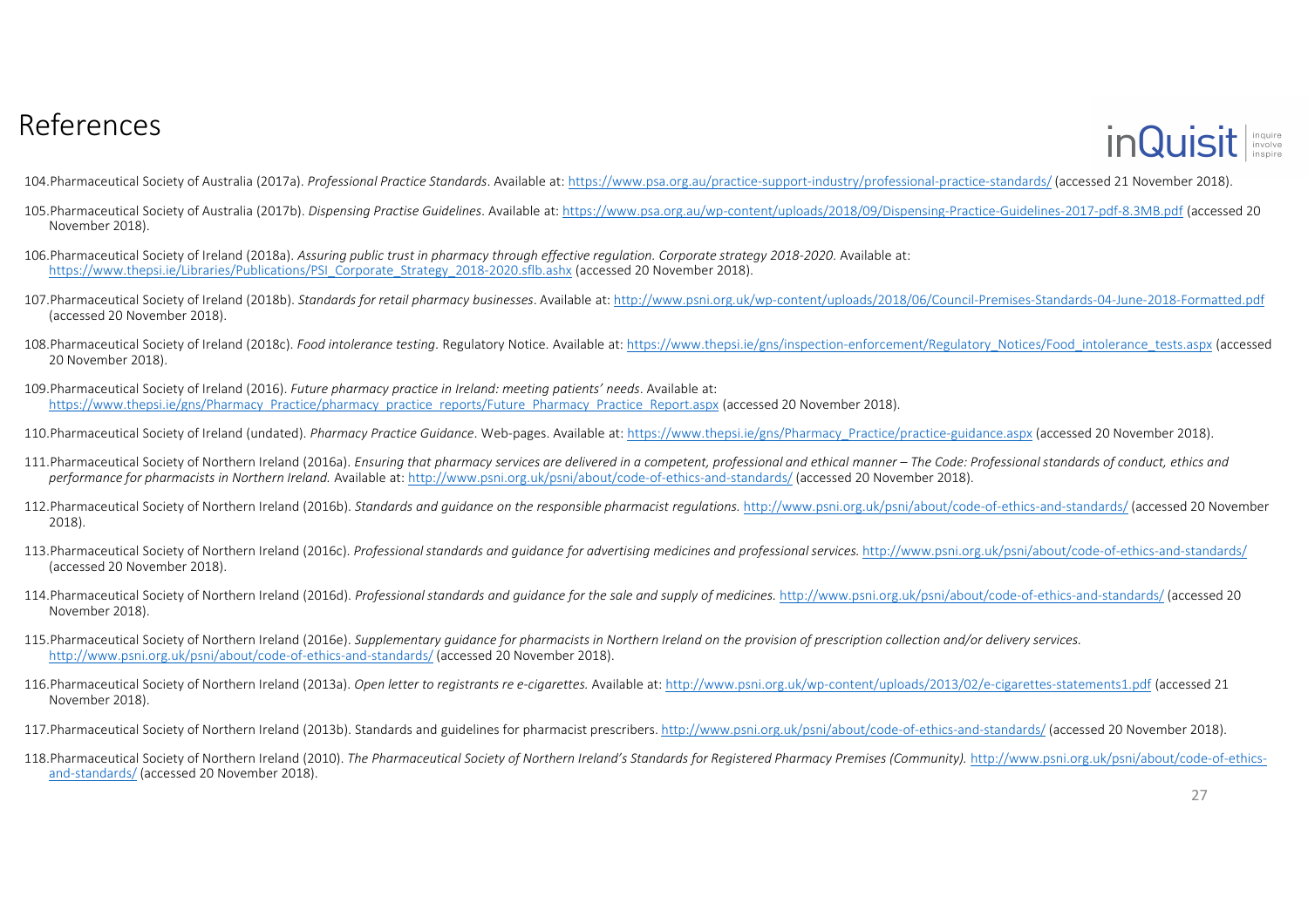# References

104. Pharmaceutical Society of Australia (2017a). *Professional Practice Standards*. Available at: https://www.psa.org.au/practice-support-industry/professional-practice-standards/ (accessed 21 November 2018).

105. Pharmaceutical Society of Australia (2017b). *Dispensing Practise Guidelines*. Available at: https://www.psa.org.au/wp-content/uploads/2018/09/Dispensing-Practice-Guidelines-2017-pdf-8.3MB.pdf (accessed 20 November 2018).

106. Pharmaceutical Society of Ireland (2018a). *Assuring public trust in pharmacy through effective regulation. Corporate strategy 2018-2020*. Available at: https://www.thepsi.ie/Libraries/Publications/PSI_Corporate_Strategy_2018-2020.sflb.ashx (accessed 20 November 2018).

107. Pharmaceutical Society of Ireland (2018b). *Standards for retail pharmacy businesses*. Available at: http://www.psni.org.uk/wp-content/uploads/2018/06/Council-Premises-Standards-04-June-2018-Formatted.pdf (accessed 20 November 2018).

108. Pharmaceutical Society of Ireland (2018c). *Food intolerance testing*. Regulatory Notice. Available at: https://www.thepsi.ie/gns/inspection-enforcement/Regulatory_Notices/Food_intolerance_tests.aspx (accessed 20 November 2018).

109. Pharmaceutical Society of Ireland (2016). *Future pharmacy practice in Ireland: meeting patients' needs*. Available at: https://www.thepsi.ie/gns/Pharmacy_Practice/pharmacy_practice_reports/Future_Pharmacy_Practice_Report.aspx (accessed 20 November 2018).

110. Pharmaceutical Society of Ireland (undated). *Pharmacy Practice Guidance*. Web-pages. Available at: https://www.thepsi.ie/gns/Pharmacy_Practice/practice-guidance.aspx (accessed 20 November 2018).

111. Pharmaceutical Society of Northern Ireland (2016a). *Ensuring that pharmacy services are delivered in a competent, professional and ethical manner – The Code: Professional standards of conduct, ethics and performance for pharmacists in Northern Ireland.* Available at: http://www.psni.org.uk/psni/about/code-of-ethics-and-standards/ (accessed 20 November 2018).

112. Pharmaceutical Society of Northern Ireland (2016b). *Standards and guidance on the responsible pharmacist regulations.* http://www.psni.org.uk/psni/about/code-of-ethics-and-standards/ (accessed 20 November 2018).

113. Pharmaceutical Society of Northern Ireland (2016c). *Professional standards and guidance for advertising medicines and professional services.* http://www.psni.org.uk/psni/about/code-of-ethics-and-standards/ (accessed 20 November 2018).

114. Pharmaceutical Society of Northern Ireland (2016d). *Professional standards and guidance for the sale and supply of medicines.* http://www.psni.org.uk/psni/about/code-of-ethics-and-standards/ (accessed 20 November 2018).

115. Pharmaceutical Society of Northern Ireland (2016e). *Supplementary guidance for pharmacists in Northern Ireland on the provision of prescription collection and/or delivery services.* http://www.psni.org.uk/psni/about/code-of-ethics-and-standards/ (accessed 20 November 2018).

116. Pharmaceutical Society of Northern Ireland (2013a). *Open letter to registrants re e-cigarettes.* Available at: http://www.psni.org.uk/wp-content/uploads/2013/02/e-cigarettes-statements1.pdf (accessed 21 November 2018).

117. Pharmaceutical Society of Northern Ireland (2013b). Standards and guidelines for pharmacist prescribers. http://www.psni.org.uk/psni/about/code-of-ethics-and-standards/ (accessed 20 November 2018).

118. Pharmaceutical Society of Northern Ireland (2010). *The Pharmaceutical Society of Northern Ireland's Standards for Registered Pharmacy Premises (Community).* http://www.psni.org.uk/psni/about/code-of-ethics-and-standards/ (accessed 20 November 2018).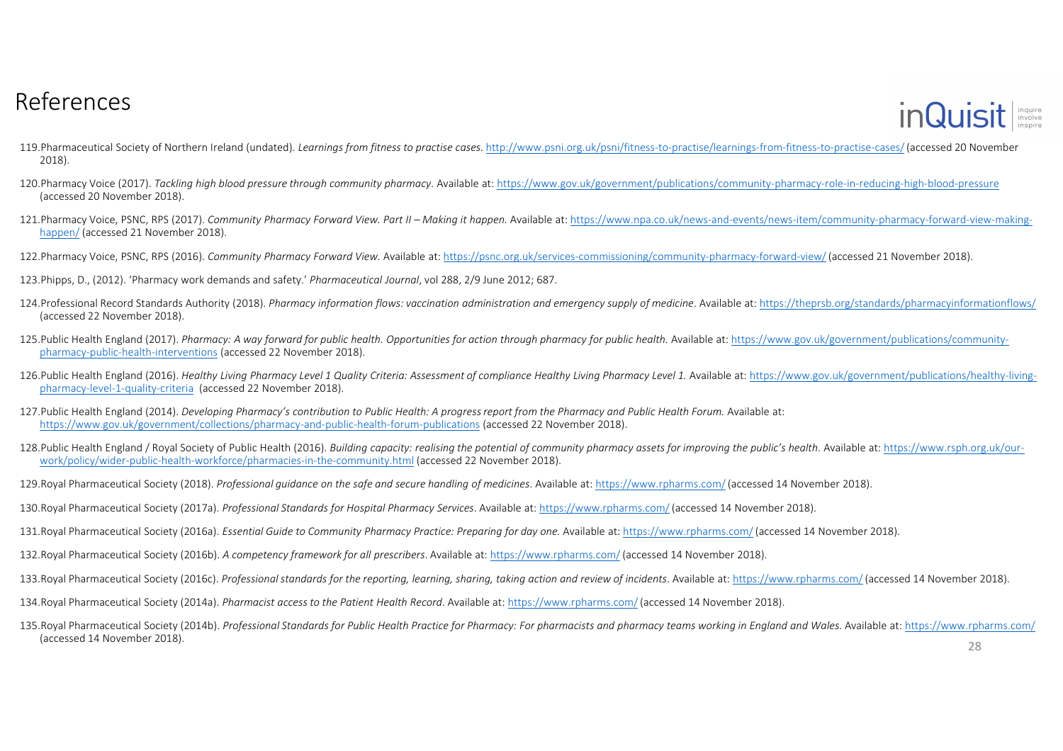# References

119. Pharmaceutical Society of Northern Ireland (undated). *Learnings from fitness to practise cases.* http://www.psni.org.uk/psni/fitness-to-practise/learnings-from-fitness-to-practise-cases/ (accessed 20 November 2018).

120. Pharmacy Voice (2017). *Tackling high blood pressure through community pharmacy*. Available at: https://www.gov.uk/government/publications/community-pharmacy-role-in-reducing-high-blood-pressure (accessed 20 November 2018).

121. Pharmacy Voice, PSNC, RPS (2017). *Community Pharmacy Forward View. Part II – Making it happen.* Available at: https://www.npa.co.uk/news-and-events/news-item/community-pharmacy-forward-view-making-happen/ (accessed 21 November 2018).

122. Pharmacy Voice, PSNC, RPS (2016). *Community Pharmacy Forward View.* Available at: https://psnc.org.uk/services-commissioning/community-pharmacy-forward-view/ (accessed 21 November 2018).

123. Phipps, D., (2012). 'Pharmacy work demands and safety.' *Pharmaceutical Journal*, vol 288, 2/9 June 2012; 687.

124. Professional Record Standards Authority (2018). *Pharmacy information flows: vaccination administration and emergency supply of medicine*. Available at: https://theprsb.org/standards/pharmacyinformationflows/ (accessed 22 November 2018).

125. Public Health England (2017). *Pharmacy: A way forward for public health. Opportunities for action through pharmacy for public health.* Available at: https://www.gov.uk/government/publications/community-pharmacy-public-health-interventions (accessed 22 November 2018).

126. Public Health England (2016). *Healthy Living Pharmacy Level 1 Quality Criteria: Assessment of compliance Healthy Living Pharmacy Level 1.* Available at: https://www.gov.uk/government/publications/healthy-living-pharmacy-level-1-quality-criteria (accessed 22 November 2018).

127. Public Health England (2014). *Developing Pharmacy's contribution to Public Health: A progress report from the Pharmacy and Public Health Forum.* Available at: https://www.gov.uk/government/collections/pharmacy-and-public-health-forum-publications (accessed 22 November 2018).

128. Public Health England / Royal Society of Public Health (2016). *Building capacity: realising the potential of community pharmacy assets for improving the public's health*. Available at: https://www.rsph.org.uk/our-work/policy/wider-public-health-workforce/pharmacies-in-the-community.html (accessed 22 November 2018).

129. Royal Pharmaceutical Society (2018). *Professional guidance on the safe and secure handling of medicines*. Available at: https://www.rpharms.com/ (accessed 14 November 2018).

130. Royal Pharmaceutical Society (2017a). *Professional Standards for Hospital Pharmacy Services*. Available at: https://www.rpharms.com/ (accessed 14 November 2018).

131. Royal Pharmaceutical Society (2016a). *Essential Guide to Community Pharmacy Practice: Preparing for day one.* Available at: https://www.rpharms.com/ (accessed 14 November 2018).

132. Royal Pharmaceutical Society (2016b). *A competency framework for all prescribers*. Available at: https://www.rpharms.com/ (accessed 14 November 2018).

133. Royal Pharmaceutical Society (2016c). *Professional standards for the reporting, learning, sharing, taking action and review of incidents*. Available at: https://www.rpharms.com/ (accessed 14 November 2018).

134. Royal Pharmaceutical Society (2014a). *Pharmacist access to the Patient Health Record*. Available at: https://www.rpharms.com/ (accessed 14 November 2018).

135. Royal Pharmaceutical Society (2014b). *Professional Standards for Public Health Practice for Pharmacy: For pharmacists and pharmacy teams working in England and Wales.* Available at: https://www.rpharms.com/ (accessed 14 November 2018).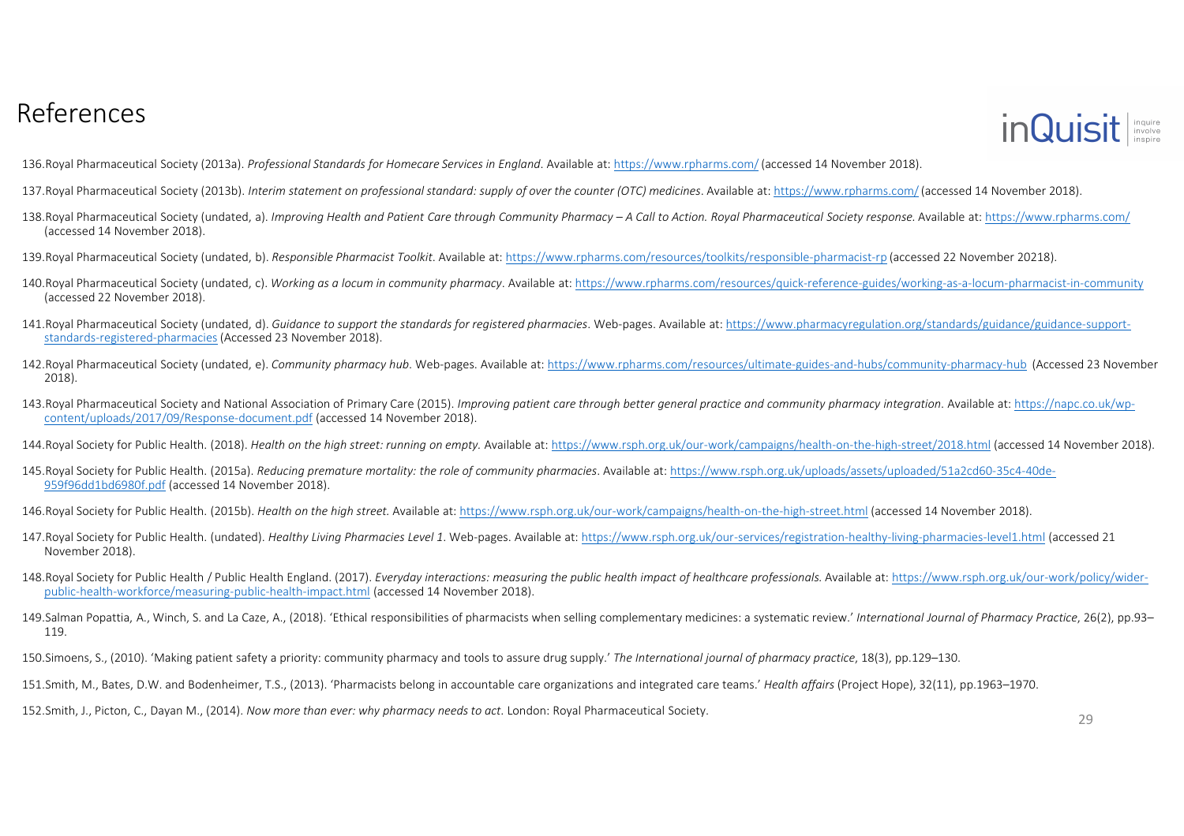# References

136. Royal Pharmaceutical Society (2013a). *Professional Standards for Homecare Services in England*. Available at: https://www.rpharms.com/ (accessed 14 November 2018).

137. Royal Pharmaceutical Society (2013b). *Interim statement on professional standard: supply of over the counter (OTC) medicines*. Available at: https://www.rpharms.com/ (accessed 14 November 2018).

138. Royal Pharmaceutical Society (undated, a). *Improving Health and Patient Care through Community Pharmacy – A Call to Action. Royal Pharmaceutical Society response*. Available at: https://www.rpharms.com/ (accessed 14 November 2018).

139. Royal Pharmaceutical Society (undated, b). *Responsible Pharmacist Toolkit*. Available at: https://www.rpharms.com/resources/toolkits/responsible-pharmacist-rp (accessed 22 November 20218).

140. Royal Pharmaceutical Society (undated, c). *Working as a locum in community pharmacy*. Available at: https://www.rpharms.com/resources/quick-reference-guides/working-as-a-locum-pharmacist-in-community (accessed 22 November 2018).

141. Royal Pharmaceutical Society (undated, d). *Guidance to support the standards for registered pharmacies*. Web-pages. Available at: https://www.pharmacyregulation.org/standards/guidance/guidance-support-standards-registered-pharmacies (Accessed 23 November 2018).

142. Royal Pharmaceutical Society (undated, e). *Community pharmacy hub*. Web-pages. Available at: https://www.rpharms.com/resources/ultimate-guides-and-hubs/community-pharmacy-hub (Accessed 23 November 2018).

143. Royal Pharmaceutical Society and National Association of Primary Care (2015). *Improving patient care through better general practice and community pharmacy integration*. Available at: https://napc.co.uk/wp-content/uploads/2017/09/Response-document.pdf (accessed 14 November 2018).

144. Royal Society for Public Health. (2018). *Health on the high street: running on empty.* Available at: https://www.rsph.org.uk/our-work/campaigns/health-on-the-high-street/2018.html (accessed 14 November 2018).

145. Royal Society for Public Health. (2015a). *Reducing premature mortality: the role of community pharmacies*. Available at: https://www.rsph.org.uk/uploads/assets/uploaded/51a2cd60-35c4-40de-959f96dd1bd6980f.pdf (accessed 14 November 2018).

146. Royal Society for Public Health. (2015b). *Health on the high street.* Available at: https://www.rsph.org.uk/our-work/campaigns/health-on-the-high-street.html (accessed 14 November 2018).

147. Royal Society for Public Health. (undated). *Healthy Living Pharmacies Level 1*. Web-pages. Available at: https://www.rsph.org.uk/our-services/registration-healthy-living-pharmacies-level1.html (accessed 21 November 2018).

148. Royal Society for Public Health / Public Health England. (2017). *Everyday interactions: measuring the public health impact of healthcare professionals.* Available at: https://www.rsph.org.uk/our-work/policy/wider-public-health-workforce/measuring-public-health-impact.html (accessed 14 November 2018).

149. Salman Popattia, A., Winch, S. and La Caze, A., (2018). 'Ethical responsibilities of pharmacists when selling complementary medicines: a systematic review.' *International Journal of Pharmacy Practice*, 26(2), pp.93–119.

150. Simoens, S., (2010). 'Making patient safety a priority: community pharmacy and tools to assure drug supply.' *The International journal of pharmacy practice*, 18(3), pp.129–130.

151. Smith, M., Bates, D.W. and Bodenheimer, T.S., (2013). 'Pharmacists belong in accountable care organizations and integrated care teams.' *Health affairs* (Project Hope), 32(11), pp.1963–1970.

152. Smith, J., Picton, C., Dayan M., (2014). *Now more than ever: why pharmacy needs to act*. London: Royal Pharmaceutical Society.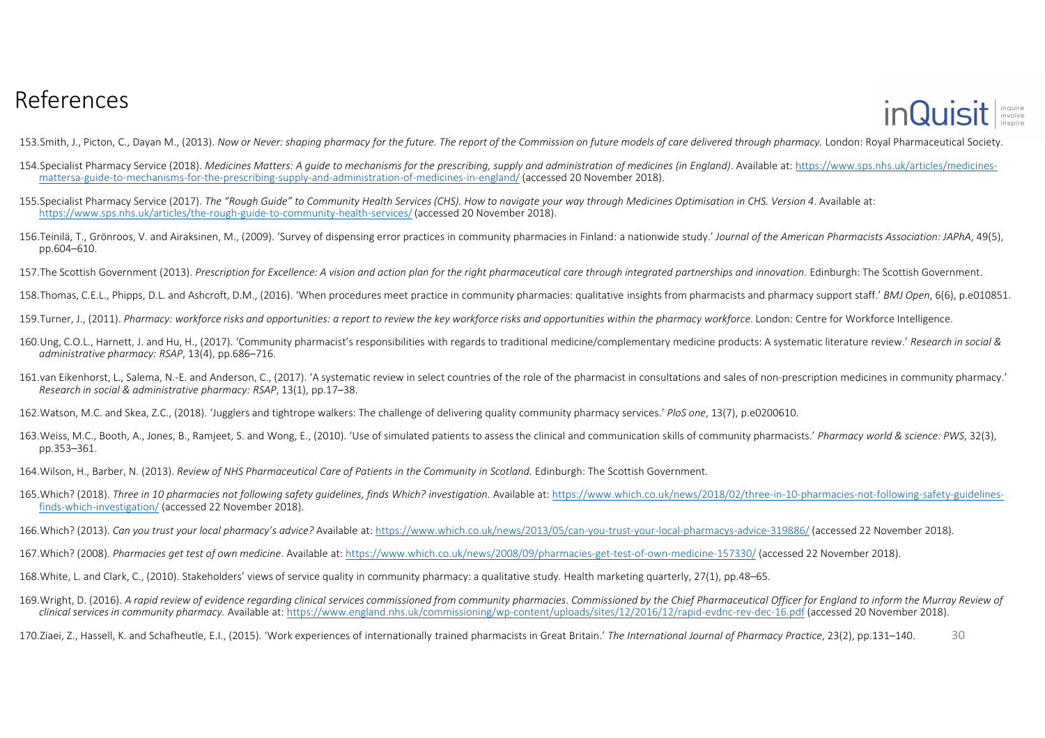# References

153.Smith, J., Picton, C., Dayan M., (2013). *Now or Never: shaping pharmacy for the future. The report of the Commission on future models of care delivered through pharmacy.* London: Royal Pharmaceutical Society.

154.Specialist Pharmacy Service (2018). *Medicines Matters: A guide to mechanisms for the prescribing, supply and administration of medicines (in England)*. Available at: https://www.sps.nhs.uk/articles/medicines-mattersa-guide-to-mechanisms-for-the-prescribing-supply-and-administration-of-medicines-in-england/ (accessed 20 November 2018).

155.Specialist Pharmacy Service (2017). *The "Rough Guide" to Community Health Services (CHS). How to navigate your way through Medicines Optimisation in CHS. Version 4*. Available at: https://www.sps.nhs.uk/articles/the-rough-guide-to-community-health-services/ (accessed 20 November 2018).

156.Teinilä, T., Grönroos, V. and Airaksinen, M., (2009). 'Survey of dispensing error practices in community pharmacies in Finland: a nationwide study.' *Journal of the American Pharmacists Association: JAPhA*, 49(5), pp.604–610.

157.The Scottish Government (2013). *Prescription for Excellence: A vision and action plan for the right pharmaceutical care through integrated partnerships and innovation*. Edinburgh: The Scottish Government.

158.Thomas, C.E.L., Phipps, D.L. and Ashcroft, D.M., (2016). 'When procedures meet practice in community pharmacies: qualitative insights from pharmacists and pharmacy support staff.' *BMJ Open*, 6(6), p.e010851.

159.Turner, J., (2011). *Pharmacy: workforce risks and opportunities: a report to review the key workforce risks and opportunities within the pharmacy workforce*. London: Centre for Workforce Intelligence.

160.Ung, C.O.L., Harnett, J. and Hu, H., (2017). 'Community pharmacist's responsibilities with regards to traditional medicine/complementary medicine products: A systematic literature review.' *Research in social & administrative pharmacy: RSAP*, 13(4), pp.686–716.

161.van Eikenhorst, L., Salema, N.-E. and Anderson, C., (2017). 'A systematic review in select countries of the role of the pharmacist in consultations and sales of non-prescription medicines in community pharmacy.' *Research in social & administrative pharmacy: RSAP*, 13(1), pp.17–38.

162.Watson, M.C. and Skea, Z.C., (2018). 'Jugglers and tightrope walkers: The challenge of delivering quality community pharmacy services.' *PloS one*, 13(7), p.e0200610.

163.Weiss, M.C., Booth, A., Jones, B., Ramjeet, S. and Wong, E., (2010). 'Use of simulated patients to assess the clinical and communication skills of community pharmacists.' *Pharmacy world & science: PWS*, 32(3), pp.353–361.

164.Wilson, H., Barber, N. (2013). *Review of NHS Pharmaceutical Care of Patients in the Community in Scotland.* Edinburgh: The Scottish Government.

165.Which? (2018). *Three in 10 pharmacies not following safety guidelines, finds Which? investigation*. Available at: https://www.which.co.uk/news/2018/02/three-in-10-pharmacies-not-following-safety-guidelines-finds-which-investigation/ (accessed 22 November 2018).

166.Which? (2013). *Can you trust your local pharmacy's advice?* Available at: https://www.which.co.uk/news/2013/05/can-you-trust-your-local-pharmacys-advice-319886/ (accessed 22 November 2018).

167.Which? (2008). *Pharmacies get test of own medicine*. Available at: https://www.which.co.uk/news/2008/09/pharmacies-get-test-of-own-medicine-157330/ (accessed 22 November 2018).

168.White, L. and Clark, C., (2010). Stakeholders' views of service quality in community pharmacy: a qualitative study. Health marketing quarterly, 27(1), pp.48–65.

169.Wright, D. (2016). *A rapid review of evidence regarding clinical services commissioned from community pharmacies. Commissioned by the Chief Pharmaceutical Officer for England to inform the Murray Review of clinical services in community pharmacy.* Available at: https://www.england.nhs.uk/commissioning/wp-content/uploads/sites/12/2016/12/rapid-evdnc-rev-dec-16.pdf (accessed 20 November 2018).

170.Ziaei, Z., Hassell, K. and Schafheutle, E.I., (2015). 'Work experiences of internationally trained pharmacists in Great Britain.' *The International Journal of Pharmacy Practice*, 23(2), pp.131–140.